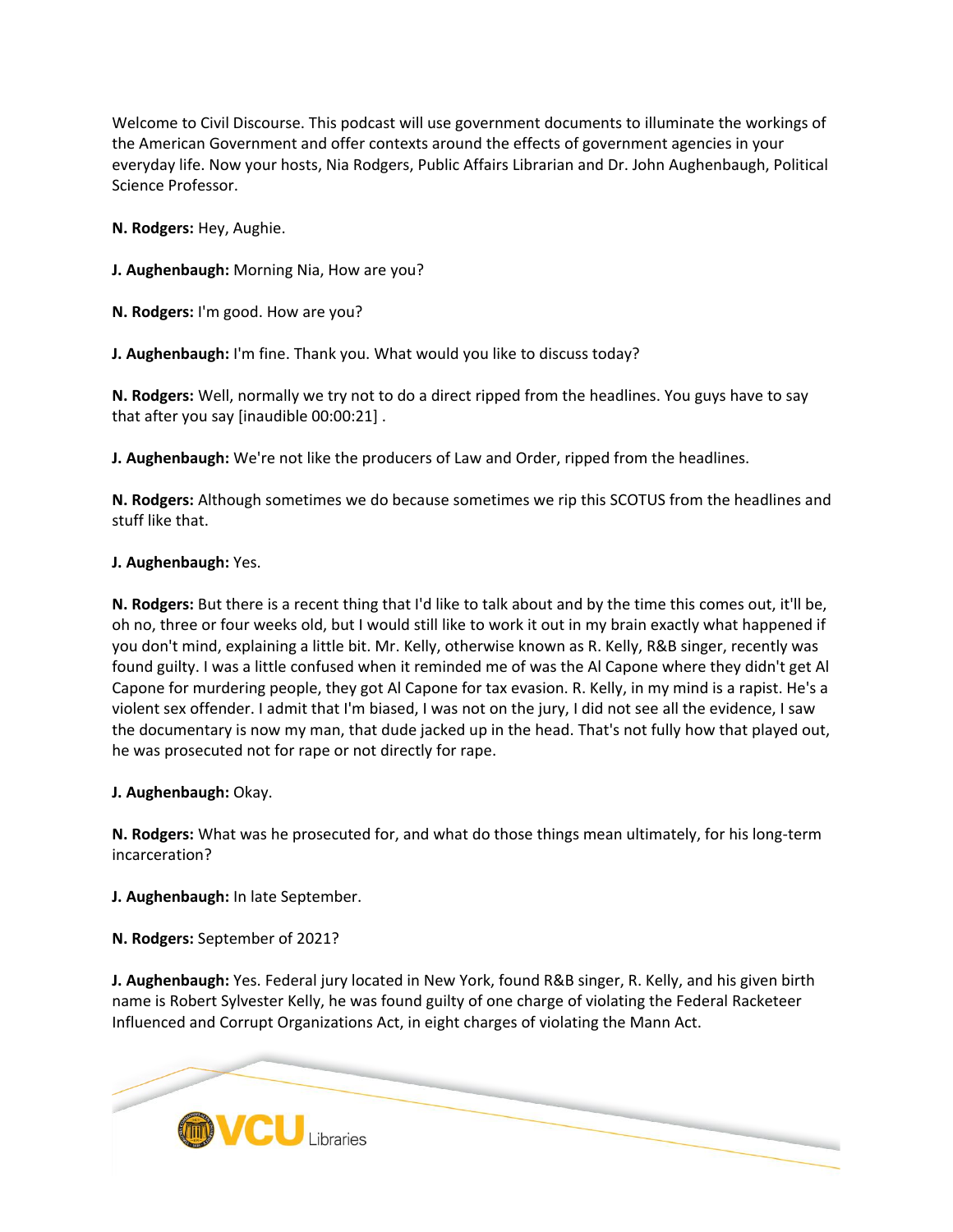Welcome to Civil Discourse. This podcast will use government documents to illuminate the workings of the American Government and offer contexts around the effects of government agencies in your everyday life. Now your hosts, Nia Rodgers, Public Affairs Librarian and Dr. John Aughenbaugh, Political Science Professor.

**N. Rodgers:** Hey, Aughie.

**J. Aughenbaugh:** Morning Nia, How are you?

**N. Rodgers:** I'm good. How are you?

**J. Aughenbaugh:** I'm fine. Thank you. What would you like to discuss today?

**N. Rodgers:** Well, normally we try not to do a direct ripped from the headlines. You guys have to say that after you say [inaudible 00:00:21] .

**J. Aughenbaugh:** We're not like the producers of Law and Order, ripped from the headlines.

**N. Rodgers:** Although sometimes we do because sometimes we rip this SCOTUS from the headlines and stuff like that.

**J. Aughenbaugh:** Yes.

**N. Rodgers:** But there is a recent thing that I'd like to talk about and by the time this comes out, it'll be, oh no, three or four weeks old, but I would still like to work it out in my brain exactly what happened if you don't mind, explaining a little bit. Mr. Kelly, otherwise known as R. Kelly, R&B singer, recently was found guilty. I was a little confused when it reminded me of was the Al Capone where they didn't get Al Capone for murdering people, they got Al Capone for tax evasion. R. Kelly, in my mind is a rapist. He's a violent sex offender. I admit that I'm biased, I was not on the jury, I did not see all the evidence, I saw the documentary is now my man, that dude jacked up in the head. That's not fully how that played out, he was prosecuted not for rape or not directly for rape.

**J. Aughenbaugh:** Okay.

**N. Rodgers:** What was he prosecuted for, and what do those things mean ultimately, for his long-term incarceration?

**J. Aughenbaugh:** In late September.

**N. Rodgers:** September of 2021?

**J. Aughenbaugh:** Yes. Federal jury located in New York, found R&B singer, R. Kelly, and his given birth name is Robert Sylvester Kelly, he was found guilty of one charge of violating the Federal Racketeer Influenced and Corrupt Organizations Act, in eight charges of violating the Mann Act.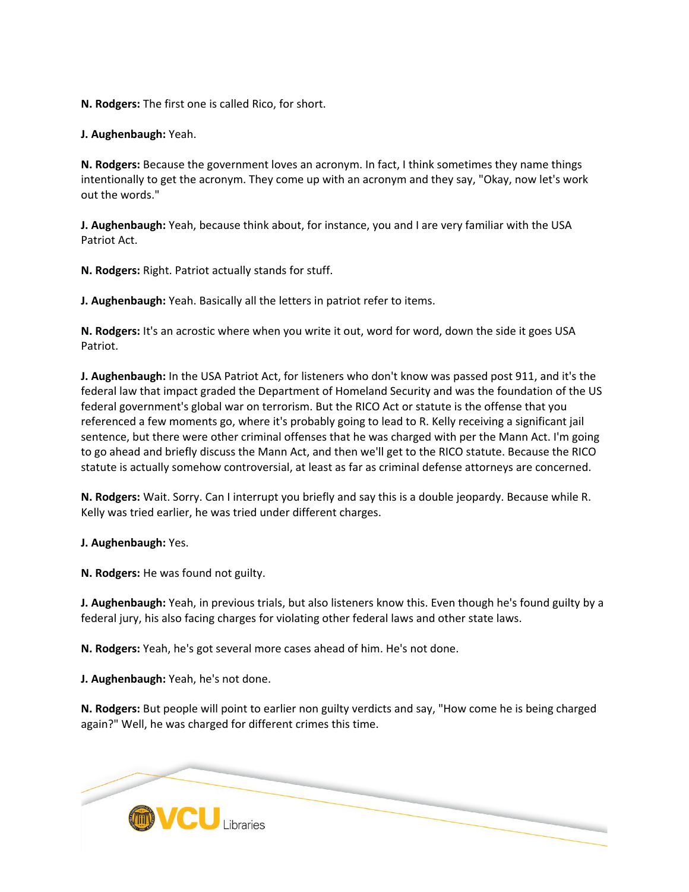**N. Rodgers:** The first one is called Rico, for short.

**J. Aughenbaugh:** Yeah.

**N. Rodgers:** Because the government loves an acronym. In fact, I think sometimes they name things intentionally to get the acronym. They come up with an acronym and they say, "Okay, now let's work out the words."

**J. Aughenbaugh:** Yeah, because think about, for instance, you and I are very familiar with the USA Patriot Act.

**N. Rodgers:** Right. Patriot actually stands for stuff.

**J. Aughenbaugh:** Yeah. Basically all the letters in patriot refer to items.

**N. Rodgers:** It's an acrostic where when you write it out, word for word, down the side it goes USA Patriot.

**J. Aughenbaugh:** In the USA Patriot Act, for listeners who don't know was passed post 911, and it's the federal law that impact graded the Department of Homeland Security and was the foundation of the US federal government's global war on terrorism. But the RICO Act or statute is the offense that you referenced a few moments go, where it's probably going to lead to R. Kelly receiving a significant jail sentence, but there were other criminal offenses that he was charged with per the Mann Act. I'm going to go ahead and briefly discuss the Mann Act, and then we'll get to the RICO statute. Because the RICO statute is actually somehow controversial, at least as far as criminal defense attorneys are concerned.

**N. Rodgers:** Wait. Sorry. Can I interrupt you briefly and say this is a double jeopardy. Because while R. Kelly was tried earlier, he was tried under different charges.

**J. Aughenbaugh:** Yes.

**N. Rodgers:** He was found not guilty.

**J. Aughenbaugh:** Yeah, in previous trials, but also listeners know this. Even though he's found guilty by a federal jury, his also facing charges for violating other federal laws and other state laws.

**N. Rodgers:** Yeah, he's got several more cases ahead of him. He's not done.

**J. Aughenbaugh:** Yeah, he's not done.

**N. Rodgers:** But people will point to earlier non guilty verdicts and say, "How come he is being charged again?" Well, he was charged for different crimes this time.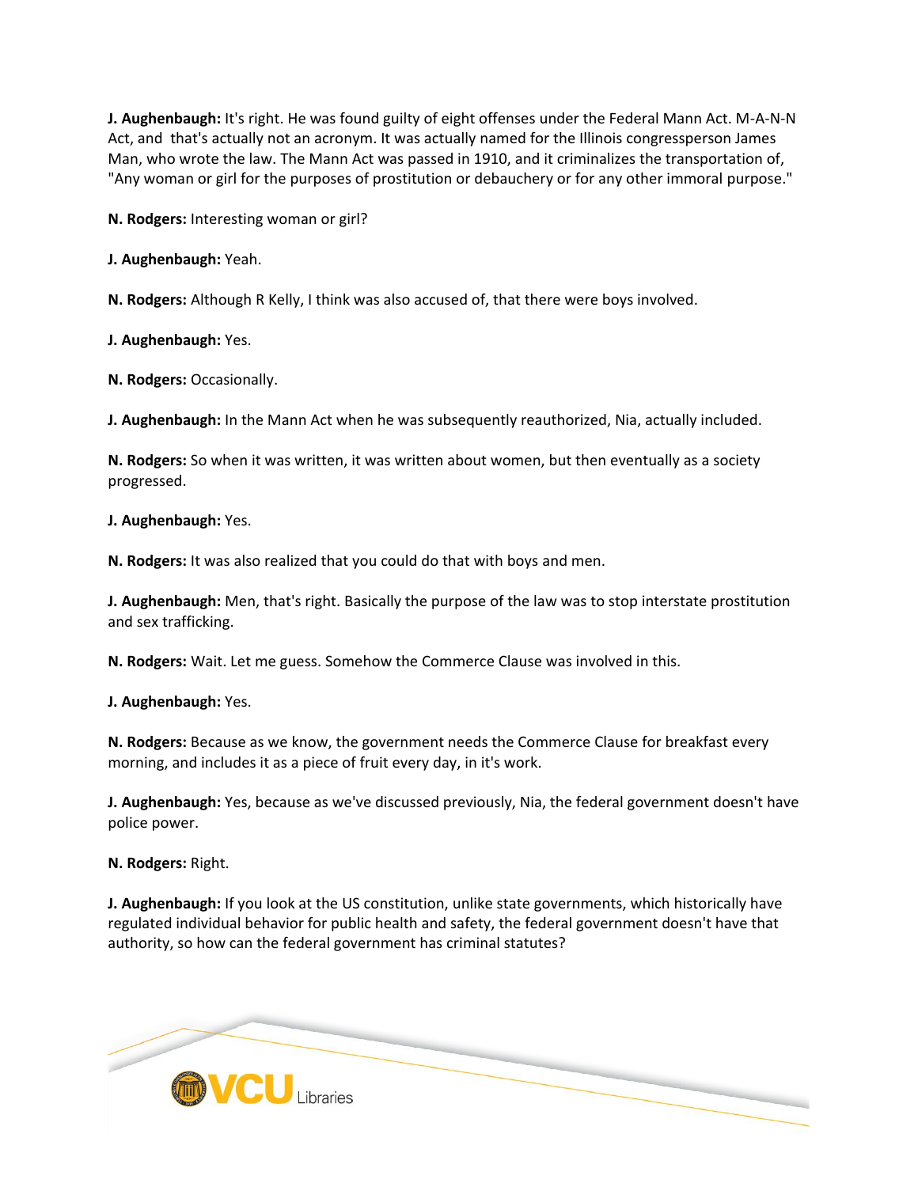**J. Aughenbaugh:** It's right. He was found guilty of eight offenses under the Federal Mann Act. M-A-N-N Act, and that's actually not an acronym. It was actually named for the Illinois congressperson James Man, who wrote the law. The Mann Act was passed in 1910, and it criminalizes the transportation of, "Any woman or girl for the purposes of prostitution or debauchery or for any other immoral purpose."

**N. Rodgers:** Interesting woman or girl?

**J. Aughenbaugh:** Yeah.

**N. Rodgers:** Although R Kelly, I think was also accused of, that there were boys involved.

**J. Aughenbaugh:** Yes.

**N. Rodgers:** Occasionally.

**J. Aughenbaugh:** In the Mann Act when he was subsequently reauthorized, Nia, actually included.

**N. Rodgers:** So when it was written, it was written about women, but then eventually as a society progressed.

**J. Aughenbaugh:** Yes.

**N. Rodgers:** It was also realized that you could do that with boys and men.

**J. Aughenbaugh:** Men, that's right. Basically the purpose of the law was to stop interstate prostitution and sex trafficking.

**N. Rodgers:** Wait. Let me guess. Somehow the Commerce Clause was involved in this.

**J. Aughenbaugh:** Yes.

**N. Rodgers:** Because as we know, the government needs the Commerce Clause for breakfast every morning, and includes it as a piece of fruit every day, in it's work.

**J. Aughenbaugh:** Yes, because as we've discussed previously, Nia, the federal government doesn't have police power.

**N. Rodgers:** Right.

**J. Aughenbaugh:** If you look at the US constitution, unlike state governments, which historically have regulated individual behavior for public health and safety, the federal government doesn't have that authority, so how can the federal government has criminal statutes?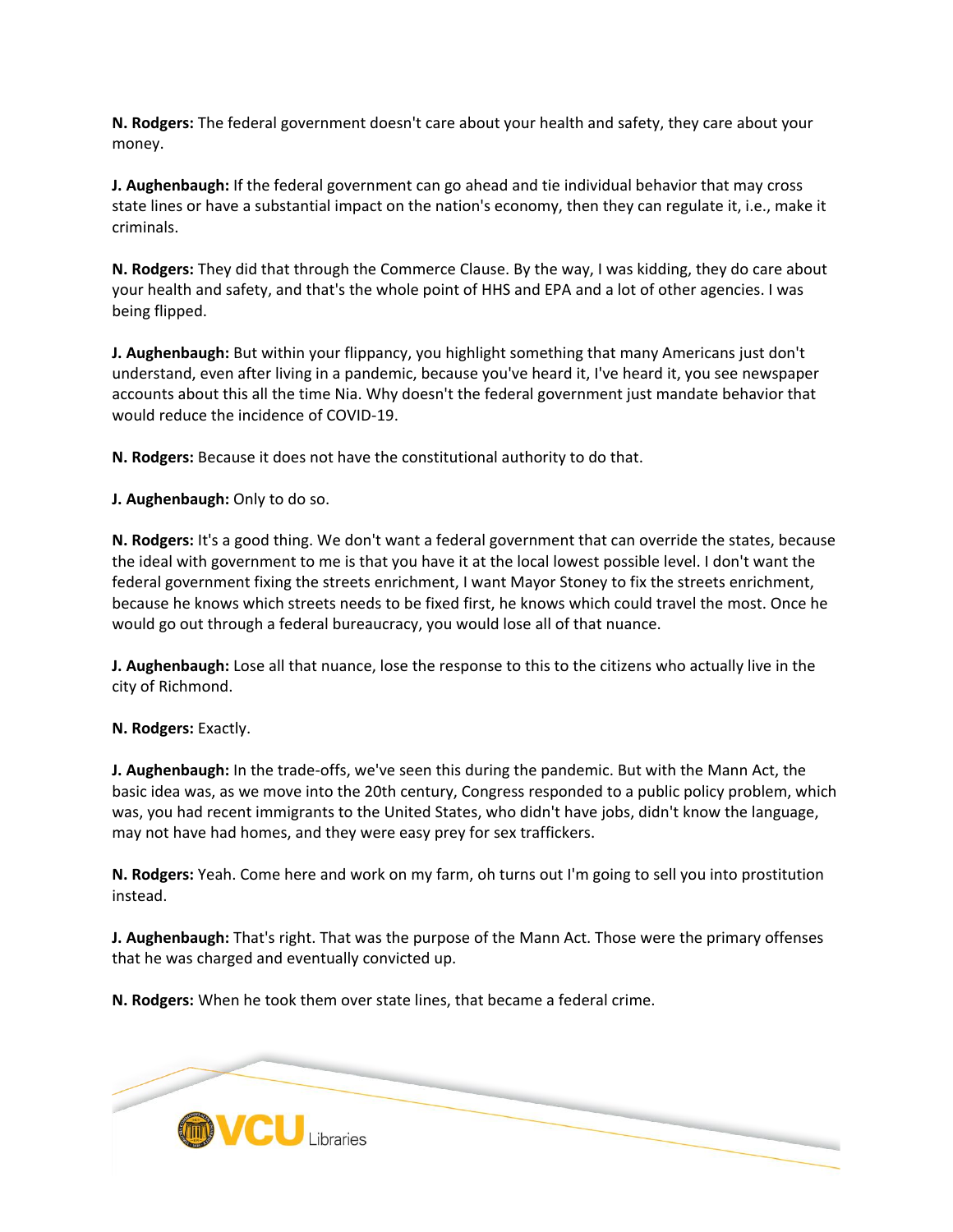**N. Rodgers:** The federal government doesn't care about your health and safety, they care about your money.

**J. Aughenbaugh:** If the federal government can go ahead and tie individual behavior that may cross state lines or have a substantial impact on the nation's economy, then they can regulate it, i.e., make it criminals.

**N. Rodgers:** They did that through the Commerce Clause. By the way, I was kidding, they do care about your health and safety, and that's the whole point of HHS and EPA and a lot of other agencies. I was being flipped.

**J. Aughenbaugh:** But within your flippancy, you highlight something that many Americans just don't understand, even after living in a pandemic, because you've heard it, I've heard it, you see newspaper accounts about this all the time Nia. Why doesn't the federal government just mandate behavior that would reduce the incidence of COVID-19.

**N. Rodgers:** Because it does not have the constitutional authority to do that.

**J. Aughenbaugh:** Only to do so.

**N. Rodgers:** It's a good thing. We don't want a federal government that can override the states, because the ideal with government to me is that you have it at the local lowest possible level. I don't want the federal government fixing the streets enrichment, I want Mayor Stoney to fix the streets enrichment, because he knows which streets needs to be fixed first, he knows which could travel the most. Once he would go out through a federal bureaucracy, you would lose all of that nuance.

**J. Aughenbaugh:** Lose all that nuance, lose the response to this to the citizens who actually live in the city of Richmond.

**N. Rodgers:** Exactly.

**J. Aughenbaugh:** In the trade-offs, we've seen this during the pandemic. But with the Mann Act, the basic idea was, as we move into the 20th century, Congress responded to a public policy problem, which was, you had recent immigrants to the United States, who didn't have jobs, didn't know the language, may not have had homes, and they were easy prey for sex traffickers.

**N. Rodgers:** Yeah. Come here and work on my farm, oh turns out I'm going to sell you into prostitution instead.

**J. Aughenbaugh:** That's right. That was the purpose of the Mann Act. Those were the primary offenses that he was charged and eventually convicted up.

**N. Rodgers:** When he took them over state lines, that became a federal crime.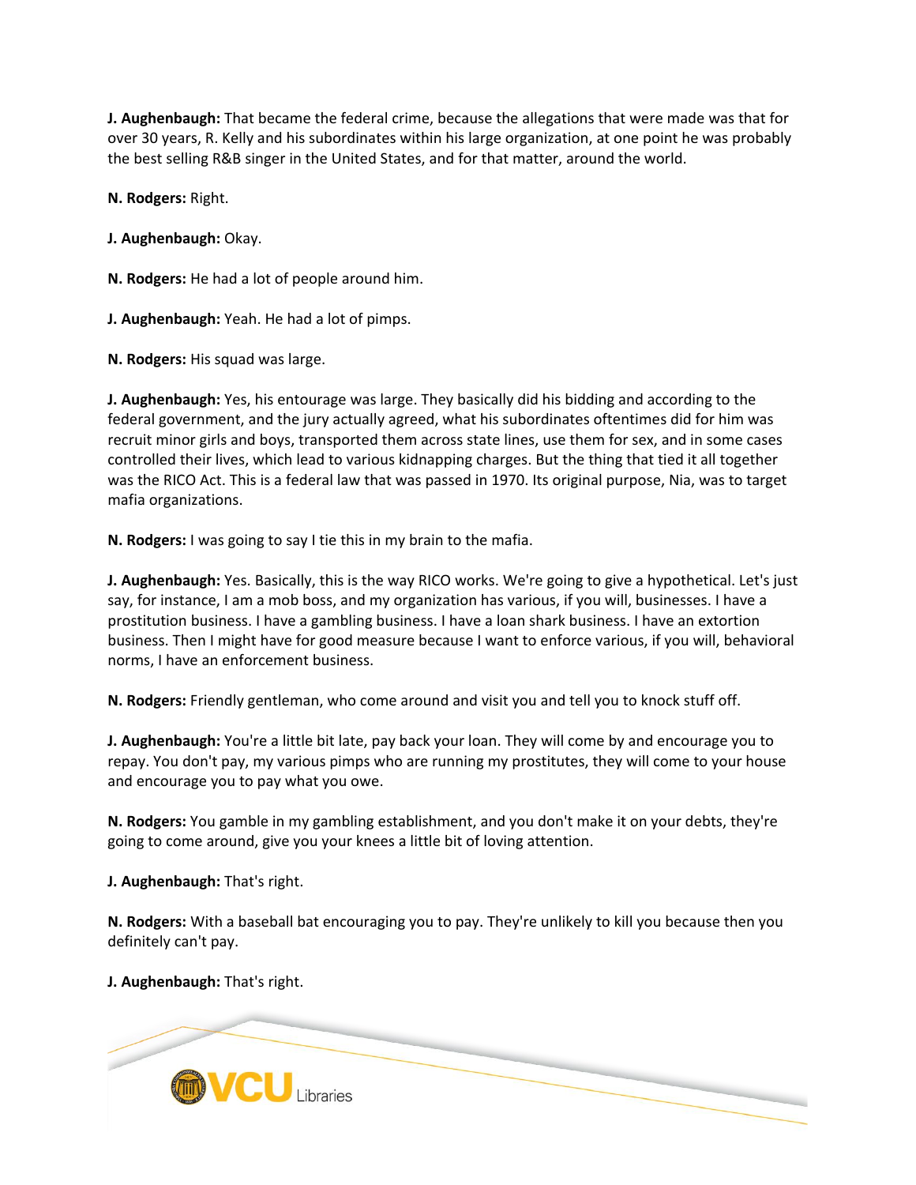**J. Aughenbaugh:** That became the federal crime, because the allegations that were made was that for over 30 years, R. Kelly and his subordinates within his large organization, at one point he was probably the best selling R&B singer in the United States, and for that matter, around the world.

**N. Rodgers:** Right.

**J. Aughenbaugh:** Okay.

**N. Rodgers:** He had a lot of people around him.

**J. Aughenbaugh:** Yeah. He had a lot of pimps.

**N. Rodgers:** His squad was large.

**J. Aughenbaugh:** Yes, his entourage was large. They basically did his bidding and according to the federal government, and the jury actually agreed, what his subordinates oftentimes did for him was recruit minor girls and boys, transported them across state lines, use them for sex, and in some cases controlled their lives, which lead to various kidnapping charges. But the thing that tied it all together was the RICO Act. This is a federal law that was passed in 1970. Its original purpose, Nia, was to target mafia organizations.

**N. Rodgers:** I was going to say I tie this in my brain to the mafia.

**J. Aughenbaugh:** Yes. Basically, this is the way RICO works. We're going to give a hypothetical. Let's just say, for instance, I am a mob boss, and my organization has various, if you will, businesses. I have a prostitution business. I have a gambling business. I have a loan shark business. I have an extortion business. Then I might have for good measure because I want to enforce various, if you will, behavioral norms, I have an enforcement business.

**N. Rodgers:** Friendly gentleman, who come around and visit you and tell you to knock stuff off.

**J. Aughenbaugh:** You're a little bit late, pay back your loan. They will come by and encourage you to repay. You don't pay, my various pimps who are running my prostitutes, they will come to your house and encourage you to pay what you owe.

**N. Rodgers:** You gamble in my gambling establishment, and you don't make it on your debts, they're going to come around, give you your knees a little bit of loving attention.

**J. Aughenbaugh:** That's right.

**N. Rodgers:** With a baseball bat encouraging you to pay. They're unlikely to kill you because then you definitely can't pay.

**J. Aughenbaugh:** That's right.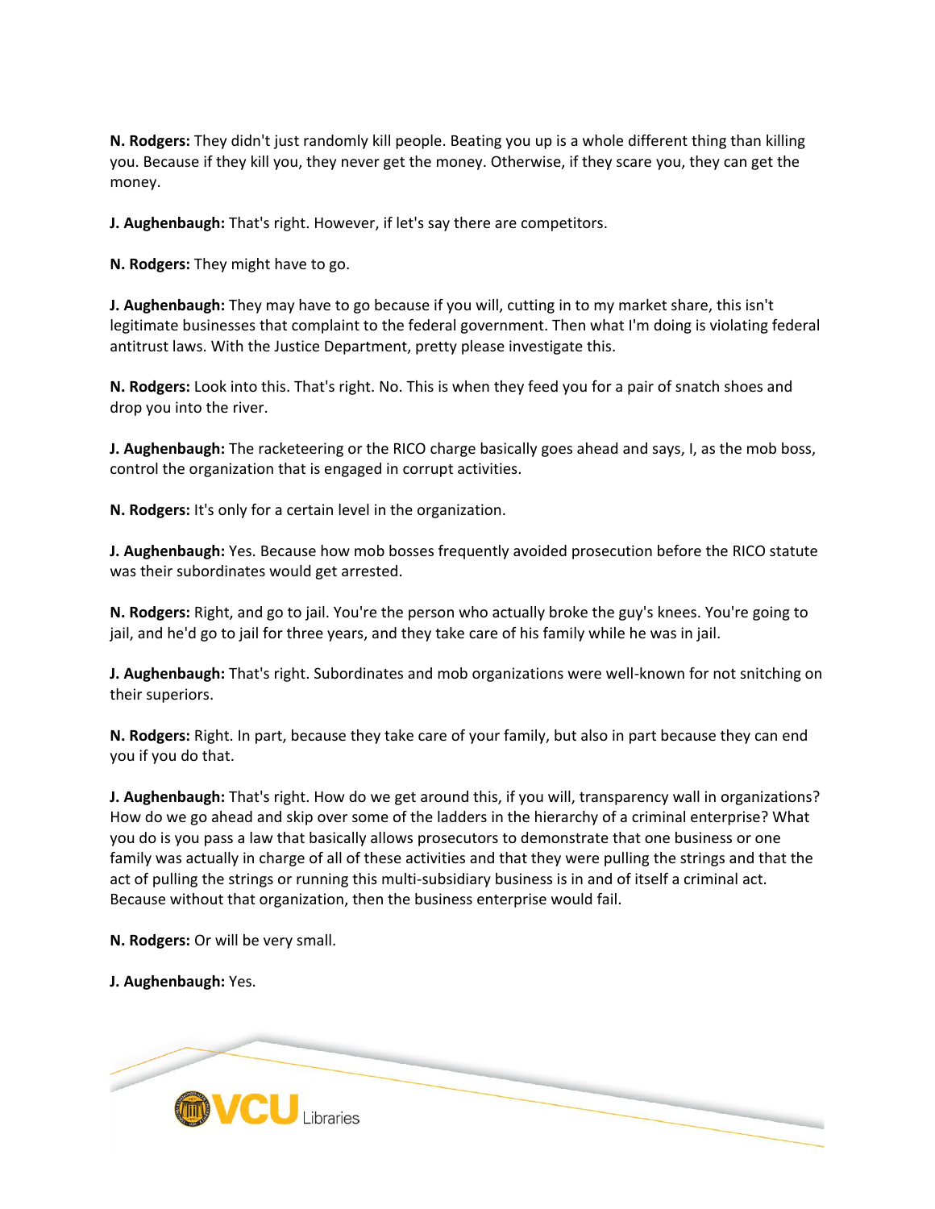**N. Rodgers:** They didn't just randomly kill people. Beating you up is a whole different thing than killing you. Because if they kill you, they never get the money. Otherwise, if they scare you, they can get the money.

**J. Aughenbaugh:** That's right. However, if let's say there are competitors.

**N. Rodgers:** They might have to go.

**J. Aughenbaugh:** They may have to go because if you will, cutting in to my market share, this isn't legitimate businesses that complaint to the federal government. Then what I'm doing is violating federal antitrust laws. With the Justice Department, pretty please investigate this.

**N. Rodgers:** Look into this. That's right. No. This is when they feed you for a pair of snatch shoes and drop you into the river.

**J. Aughenbaugh:** The racketeering or the RICO charge basically goes ahead and says, I, as the mob boss, control the organization that is engaged in corrupt activities.

**N. Rodgers:** It's only for a certain level in the organization.

**J. Aughenbaugh:** Yes. Because how mob bosses frequently avoided prosecution before the RICO statute was their subordinates would get arrested.

**N. Rodgers:** Right, and go to jail. You're the person who actually broke the guy's knees. You're going to jail, and he'd go to jail for three years, and they take care of his family while he was in jail.

**J. Aughenbaugh:** That's right. Subordinates and mob organizations were well-known for not snitching on their superiors.

**N. Rodgers:** Right. In part, because they take care of your family, but also in part because they can end you if you do that.

**J. Aughenbaugh:** That's right. How do we get around this, if you will, transparency wall in organizations? How do we go ahead and skip over some of the ladders in the hierarchy of a criminal enterprise? What you do is you pass a law that basically allows prosecutors to demonstrate that one business or one family was actually in charge of all of these activities and that they were pulling the strings and that the act of pulling the strings or running this multi-subsidiary business is in and of itself a criminal act. Because without that organization, then the business enterprise would fail.

**N. Rodgers:** Or will be very small.

**J. Aughenbaugh:** Yes.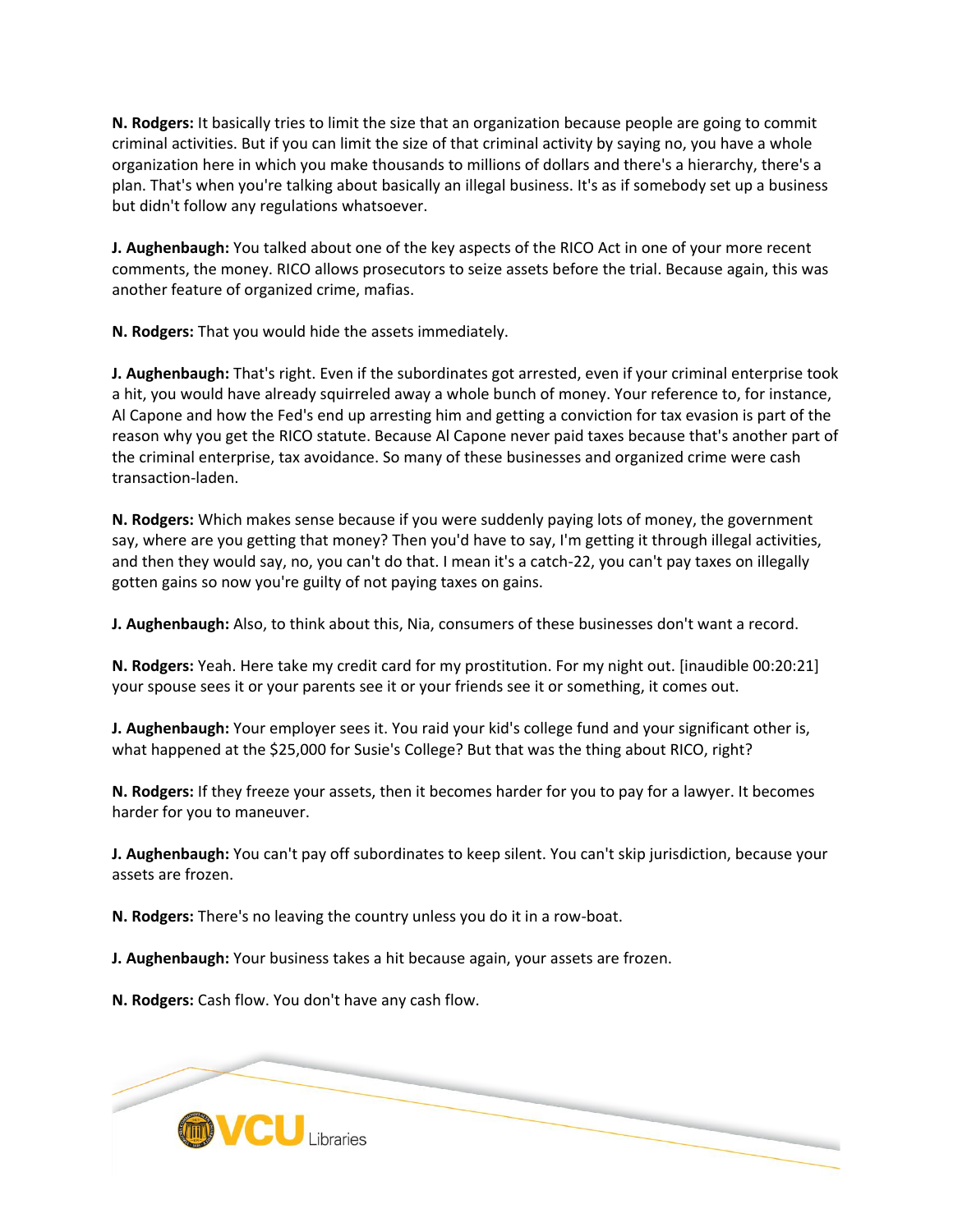**N. Rodgers:** It basically tries to limit the size that an organization because people are going to commit criminal activities. But if you can limit the size of that criminal activity by saying no, you have a whole organization here in which you make thousands to millions of dollars and there's a hierarchy, there's a plan. That's when you're talking about basically an illegal business. It's as if somebody set up a business but didn't follow any regulations whatsoever.

**J. Aughenbaugh:** You talked about one of the key aspects of the RICO Act in one of your more recent comments, the money. RICO allows prosecutors to seize assets before the trial. Because again, this was another feature of organized crime, mafias.

**N. Rodgers:** That you would hide the assets immediately.

**J. Aughenbaugh:** That's right. Even if the subordinates got arrested, even if your criminal enterprise took a hit, you would have already squirreled away a whole bunch of money. Your reference to, for instance, Al Capone and how the Fed's end up arresting him and getting a conviction for tax evasion is part of the reason why you get the RICO statute. Because Al Capone never paid taxes because that's another part of the criminal enterprise, tax avoidance. So many of these businesses and organized crime were cash transaction-laden.

**N. Rodgers:** Which makes sense because if you were suddenly paying lots of money, the government say, where are you getting that money? Then you'd have to say, I'm getting it through illegal activities, and then they would say, no, you can't do that. I mean it's a catch-22, you can't pay taxes on illegally gotten gains so now you're guilty of not paying taxes on gains.

**J. Aughenbaugh:** Also, to think about this, Nia, consumers of these businesses don't want a record.

**N. Rodgers:** Yeah. Here take my credit card for my prostitution. For my night out. [inaudible 00:20:21] your spouse sees it or your parents see it or your friends see it or something, it comes out.

**J. Aughenbaugh:** Your employer sees it. You raid your kid's college fund and your significant other is, what happened at the $25,000 for Susie's College? But that was the thing about RICO, right?

**N. Rodgers:** If they freeze your assets, then it becomes harder for you to pay for a lawyer. It becomes harder for you to maneuver.

**J. Aughenbaugh:** You can't pay off subordinates to keep silent. You can't skip jurisdiction, because your assets are frozen.

**N. Rodgers:** There's no leaving the country unless you do it in a row-boat.

**J. Aughenbaugh:** Your business takes a hit because again, your assets are frozen.

**N. Rodgers:** Cash flow. You don't have any cash flow.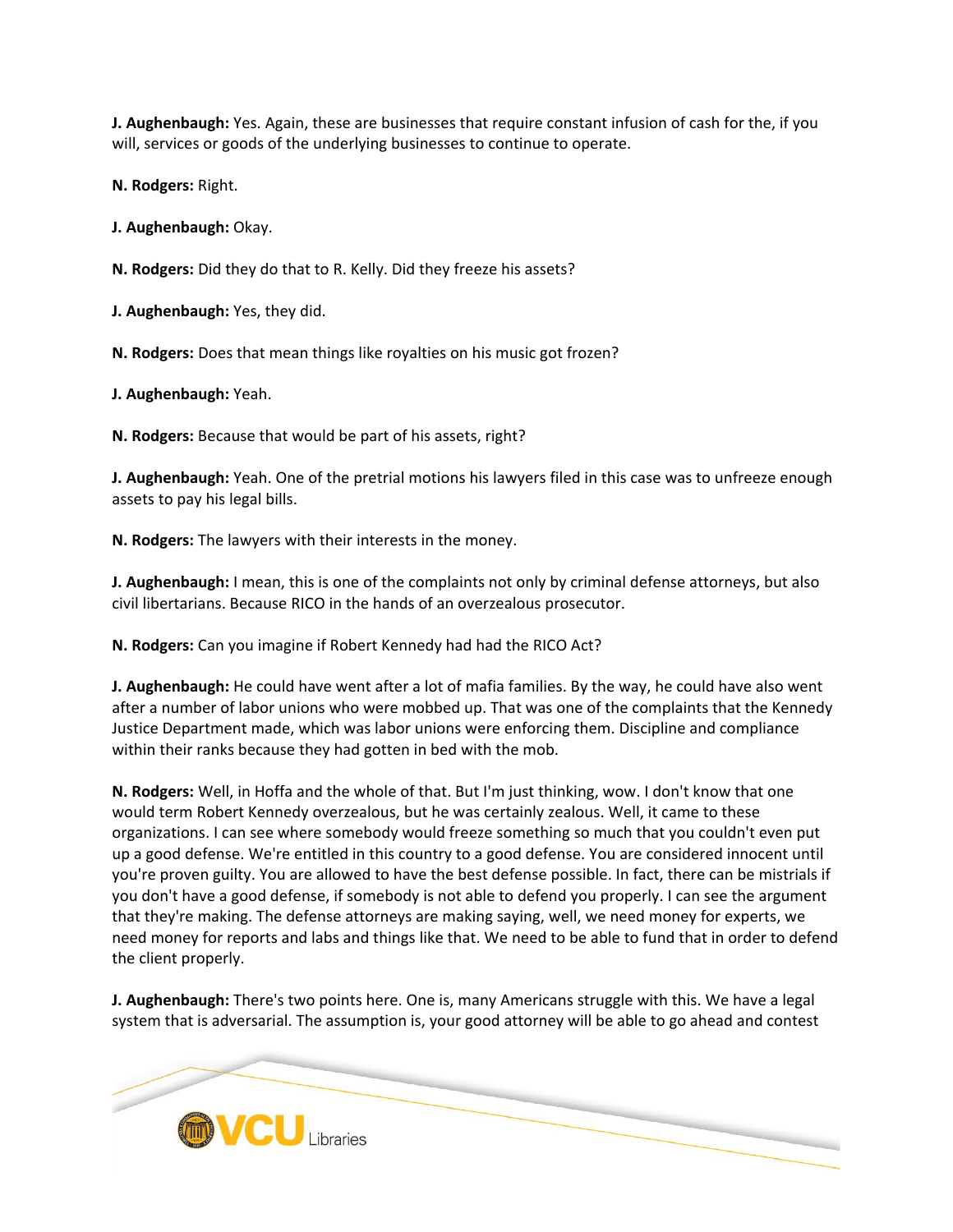**J. Aughenbaugh:** Yes. Again, these are businesses that require constant infusion of cash for the, if you will, services or goods of the underlying businesses to continue to operate.

**N. Rodgers:** Right.

**J. Aughenbaugh:** Okay.

**N. Rodgers:** Did they do that to R. Kelly. Did they freeze his assets?

**J. Aughenbaugh:** Yes, they did.

**N. Rodgers:** Does that mean things like royalties on his music got frozen?

**J. Aughenbaugh:** Yeah.

**N. Rodgers:** Because that would be part of his assets, right?

**J. Aughenbaugh:** Yeah. One of the pretrial motions his lawyers filed in this case was to unfreeze enough assets to pay his legal bills.

**N. Rodgers:** The lawyers with their interests in the money.

**J. Aughenbaugh:** I mean, this is one of the complaints not only by criminal defense attorneys, but also civil libertarians. Because RICO in the hands of an overzealous prosecutor.

**N. Rodgers:** Can you imagine if Robert Kennedy had had the RICO Act?

**J. Aughenbaugh:** He could have went after a lot of mafia families. By the way, he could have also went after a number of labor unions who were mobbed up. That was one of the complaints that the Kennedy Justice Department made, which was labor unions were enforcing them. Discipline and compliance within their ranks because they had gotten in bed with the mob.

**N. Rodgers:** Well, in Hoffa and the whole of that. But I'm just thinking, wow. I don't know that one would term Robert Kennedy overzealous, but he was certainly zealous. Well, it came to these organizations. I can see where somebody would freeze something so much that you couldn't even put up a good defense. We're entitled in this country to a good defense. You are considered innocent until you're proven guilty. You are allowed to have the best defense possible. In fact, there can be mistrials if you don't have a good defense, if somebody is not able to defend you properly. I can see the argument that they're making. The defense attorneys are making saying, well, we need money for experts, we need money for reports and labs and things like that. We need to be able to fund that in order to defend the client properly.

**J. Aughenbaugh:** There's two points here. One is, many Americans struggle with this. We have a legal system that is adversarial. The assumption is, your good attorney will be able to go ahead and contest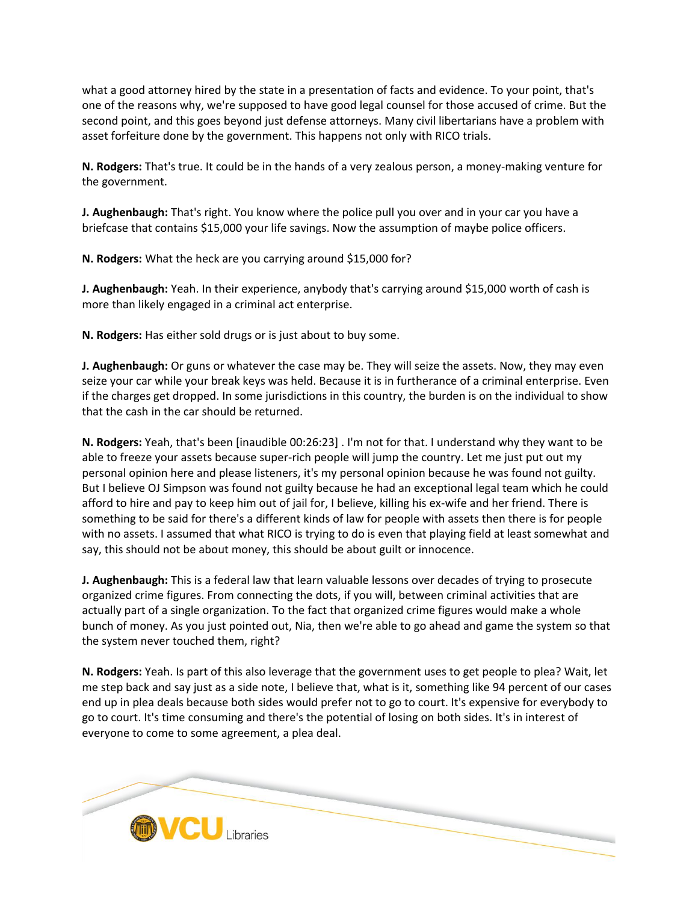what a good attorney hired by the state in a presentation of facts and evidence. To your point, that's one of the reasons why, we're supposed to have good legal counsel for those accused of crime. But the second point, and this goes beyond just defense attorneys. Many civil libertarians have a problem with asset forfeiture done by the government. This happens not only with RICO trials.

**N. Rodgers:** That's true. It could be in the hands of a very zealous person, a money-making venture for the government.

**J. Aughenbaugh:** That's right. You know where the police pull you over and in your car you have a briefcase that contains $15,000 your life savings. Now the assumption of maybe police officers.

**N. Rodgers:** What the heck are you carrying around $15,000 for?

**J. Aughenbaugh:** Yeah. In their experience, anybody that's carrying around $15,000 worth of cash is more than likely engaged in a criminal act enterprise.

**N. Rodgers:** Has either sold drugs or is just about to buy some.

**J. Aughenbaugh:** Or guns or whatever the case may be. They will seize the assets. Now, they may even seize your car while your break keys was held. Because it is in furtherance of a criminal enterprise. Even if the charges get dropped. In some jurisdictions in this country, the burden is on the individual to show that the cash in the car should be returned.

**N. Rodgers:** Yeah, that's been [inaudible 00:26:23] . I'm not for that. I understand why they want to be able to freeze your assets because super-rich people will jump the country. Let me just put out my personal opinion here and please listeners, it's my personal opinion because he was found not guilty. But I believe OJ Simpson was found not guilty because he had an exceptional legal team which he could afford to hire and pay to keep him out of jail for, I believe, killing his ex-wife and her friend. There is something to be said for there's a different kinds of law for people with assets then there is for people with no assets. I assumed that what RICO is trying to do is even that playing field at least somewhat and say, this should not be about money, this should be about guilt or innocence.

**J. Aughenbaugh:** This is a federal law that learn valuable lessons over decades of trying to prosecute organized crime figures. From connecting the dots, if you will, between criminal activities that are actually part of a single organization. To the fact that organized crime figures would make a whole bunch of money. As you just pointed out, Nia, then we're able to go ahead and game the system so that the system never touched them, right?

**N. Rodgers:** Yeah. Is part of this also leverage that the government uses to get people to plea? Wait, let me step back and say just as a side note, I believe that, what is it, something like 94 percent of our cases end up in plea deals because both sides would prefer not to go to court. It's expensive for everybody to go to court. It's time consuming and there's the potential of losing on both sides. It's in interest of everyone to come to some agreement, a plea deal.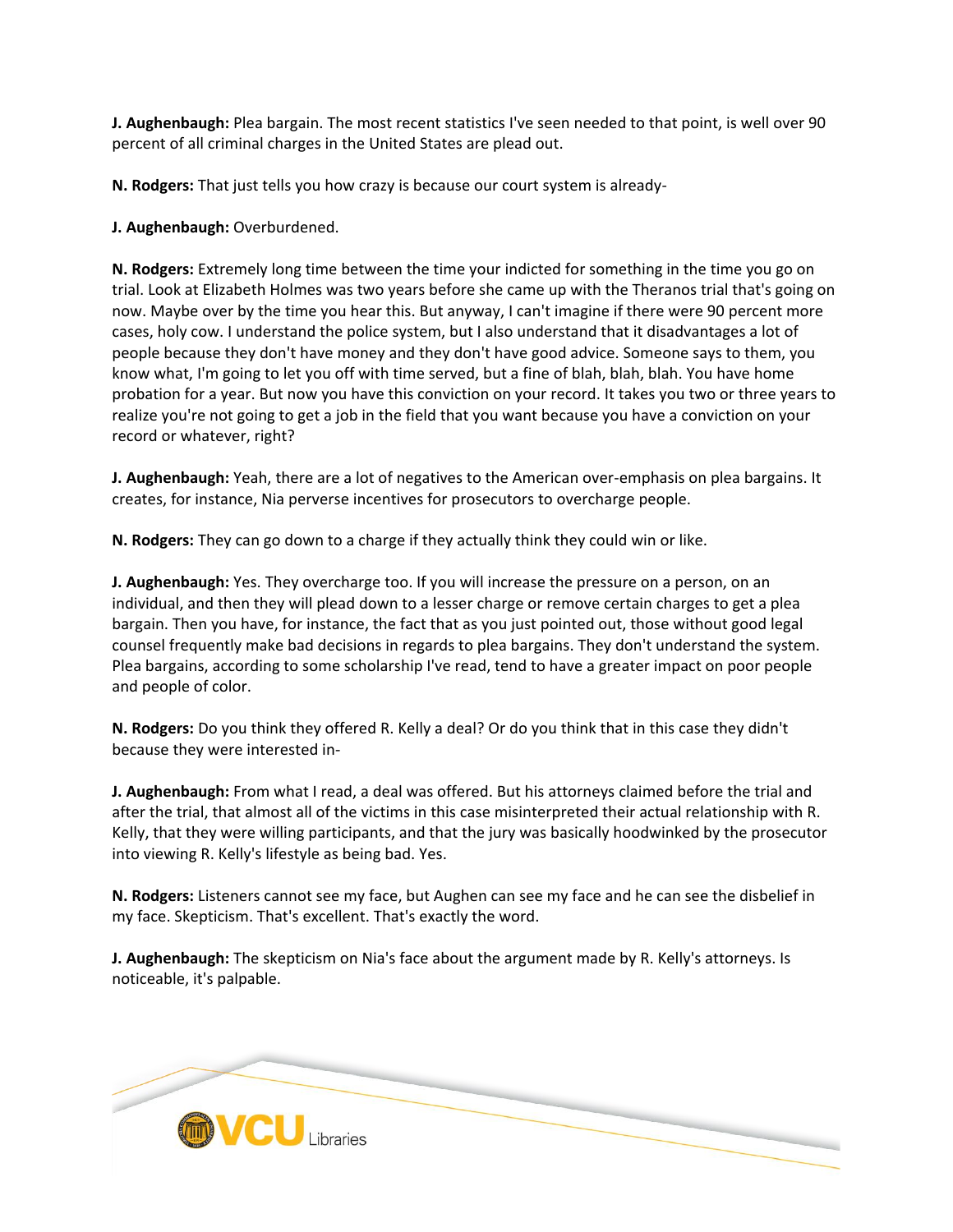**J. Aughenbaugh:** Plea bargain. The most recent statistics I've seen needed to that point, is well over 90 percent of all criminal charges in the United States are plead out.

**N. Rodgers:** That just tells you how crazy is because our court system is already-

**J. Aughenbaugh:** Overburdened.

**N. Rodgers:** Extremely long time between the time your indicted for something in the time you go on trial. Look at Elizabeth Holmes was two years before she came up with the Theranos trial that's going on now. Maybe over by the time you hear this. But anyway, I can't imagine if there were 90 percent more cases, holy cow. I understand the police system, but I also understand that it disadvantages a lot of people because they don't have money and they don't have good advice. Someone says to them, you know what, I'm going to let you off with time served, but a fine of blah, blah, blah. You have home probation for a year. But now you have this conviction on your record. It takes you two or three years to realize you're not going to get a job in the field that you want because you have a conviction on your record or whatever, right?

**J. Aughenbaugh:** Yeah, there are a lot of negatives to the American over-emphasis on plea bargains. It creates, for instance, Nia perverse incentives for prosecutors to overcharge people.

**N. Rodgers:** They can go down to a charge if they actually think they could win or like.

**J. Aughenbaugh:** Yes. They overcharge too. If you will increase the pressure on a person, on an individual, and then they will plead down to a lesser charge or remove certain charges to get a plea bargain. Then you have, for instance, the fact that as you just pointed out, those without good legal counsel frequently make bad decisions in regards to plea bargains. They don't understand the system. Plea bargains, according to some scholarship I've read, tend to have a greater impact on poor people and people of color.

**N. Rodgers:** Do you think they offered R. Kelly a deal? Or do you think that in this case they didn't because they were interested in-

**J. Aughenbaugh:** From what I read, a deal was offered. But his attorneys claimed before the trial and after the trial, that almost all of the victims in this case misinterpreted their actual relationship with R. Kelly, that they were willing participants, and that the jury was basically hoodwinked by the prosecutor into viewing R. Kelly's lifestyle as being bad. Yes.

**N. Rodgers:** Listeners cannot see my face, but Aughen can see my face and he can see the disbelief in my face. Skepticism. That's excellent. That's exactly the word.

**J. Aughenbaugh:** The skepticism on Nia's face about the argument made by R. Kelly's attorneys. Is noticeable, it's palpable.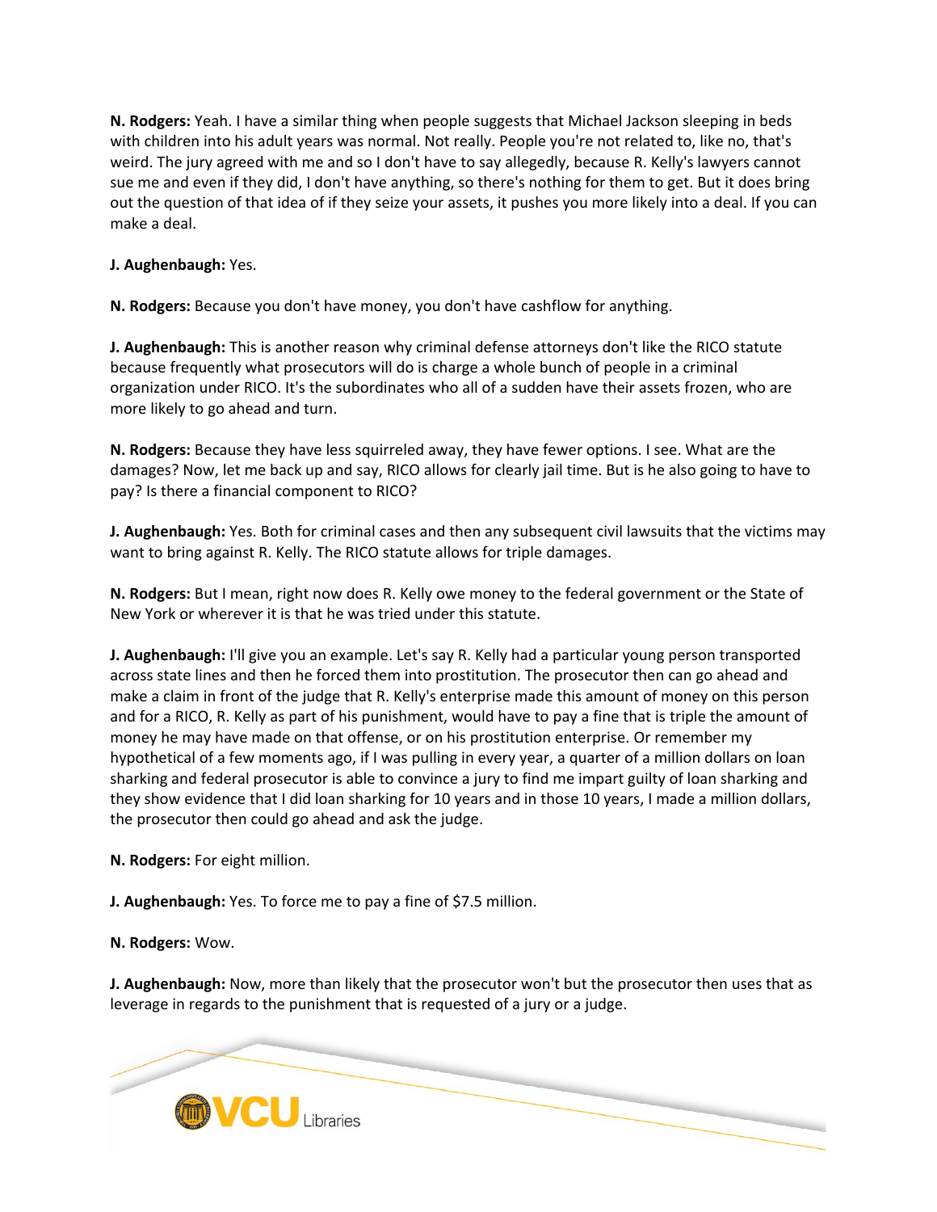**N. Rodgers:** Yeah. I have a similar thing when people suggests that Michael Jackson sleeping in beds with children into his adult years was normal. Not really. People you're not related to, like no, that's weird. The jury agreed with me and so I don't have to say allegedly, because R. Kelly's lawyers cannot sue me and even if they did, I don't have anything, so there's nothing for them to get. But it does bring out the question of that idea of if they seize your assets, it pushes you more likely into a deal. If you can make a deal.

**J. Aughenbaugh:** Yes.

**N. Rodgers:** Because you don't have money, you don't have cashflow for anything.

**J. Aughenbaugh:** This is another reason why criminal defense attorneys don't like the RICO statute because frequently what prosecutors will do is charge a whole bunch of people in a criminal organization under RICO. It's the subordinates who all of a sudden have their assets frozen, who are more likely to go ahead and turn.

**N. Rodgers:** Because they have less squirreled away, they have fewer options. I see. What are the damages? Now, let me back up and say, RICO allows for clearly jail time. But is he also going to have to pay? Is there a financial component to RICO?

**J. Aughenbaugh:** Yes. Both for criminal cases and then any subsequent civil lawsuits that the victims may want to bring against R. Kelly. The RICO statute allows for triple damages.

**N. Rodgers:** But I mean, right now does R. Kelly owe money to the federal government or the State of New York or wherever it is that he was tried under this statute.

**J. Aughenbaugh:** I'll give you an example. Let's say R. Kelly had a particular young person transported across state lines and then he forced them into prostitution. The prosecutor then can go ahead and make a claim in front of the judge that R. Kelly's enterprise made this amount of money on this person and for a RICO, R. Kelly as part of his punishment, would have to pay a fine that is triple the amount of money he may have made on that offense, or on his prostitution enterprise. Or remember my hypothetical of a few moments ago, if I was pulling in every year, a quarter of a million dollars on loan sharking and federal prosecutor is able to convince a jury to find me impart guilty of loan sharking and they show evidence that I did loan sharking for 10 years and in those 10 years, I made a million dollars, the prosecutor then could go ahead and ask the judge.

**N. Rodgers:** For eight million.

**J. Aughenbaugh:** Yes. To force me to pay a fine of $7.5 million.

**N. Rodgers:** Wow.

**J. Aughenbaugh:** Now, more than likely that the prosecutor won't but the prosecutor then uses that as leverage in regards to the punishment that is requested of a jury or a judge.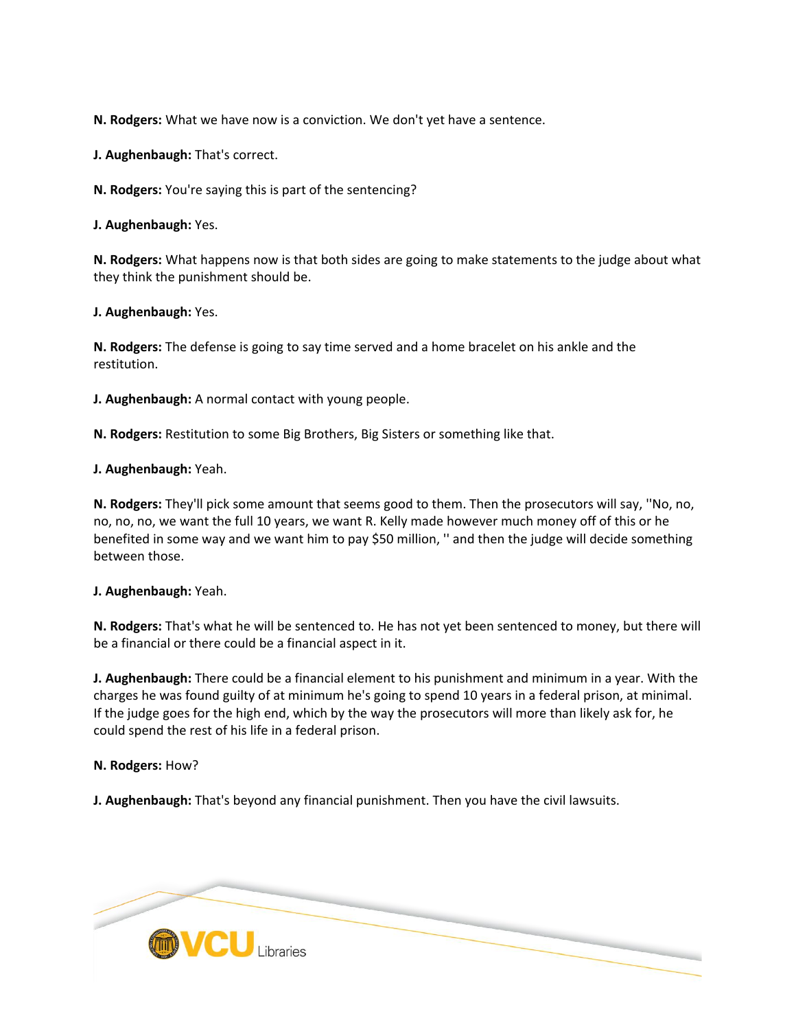**N. Rodgers:** What we have now is a conviction. We don't yet have a sentence.

**J. Aughenbaugh:** That's correct.

**N. Rodgers:** You're saying this is part of the sentencing?

**J. Aughenbaugh:** Yes.

**N. Rodgers:** What happens now is that both sides are going to make statements to the judge about what they think the punishment should be.

**J. Aughenbaugh:** Yes.

**N. Rodgers:** The defense is going to say time served and a home bracelet on his ankle and the restitution.

**J. Aughenbaugh:** A normal contact with young people.

**N. Rodgers:** Restitution to some Big Brothers, Big Sisters or something like that.

**J. Aughenbaugh:** Yeah.

**N. Rodgers:** They'll pick some amount that seems good to them. Then the prosecutors will say, ''No, no, no, no, no, we want the full 10 years, we want R. Kelly made however much money off of this or he benefited in some way and we want him to pay $50 million, '' and then the judge will decide something between those.

**J. Aughenbaugh:** Yeah.

**N. Rodgers:** That's what he will be sentenced to. He has not yet been sentenced to money, but there will be a financial or there could be a financial aspect in it.

**J. Aughenbaugh:** There could be a financial element to his punishment and minimum in a year. With the charges he was found guilty of at minimum he's going to spend 10 years in a federal prison, at minimal. If the judge goes for the high end, which by the way the prosecutors will more than likely ask for, he could spend the rest of his life in a federal prison.

**N. Rodgers:** How?

**J. Aughenbaugh:** That's beyond any financial punishment. Then you have the civil lawsuits.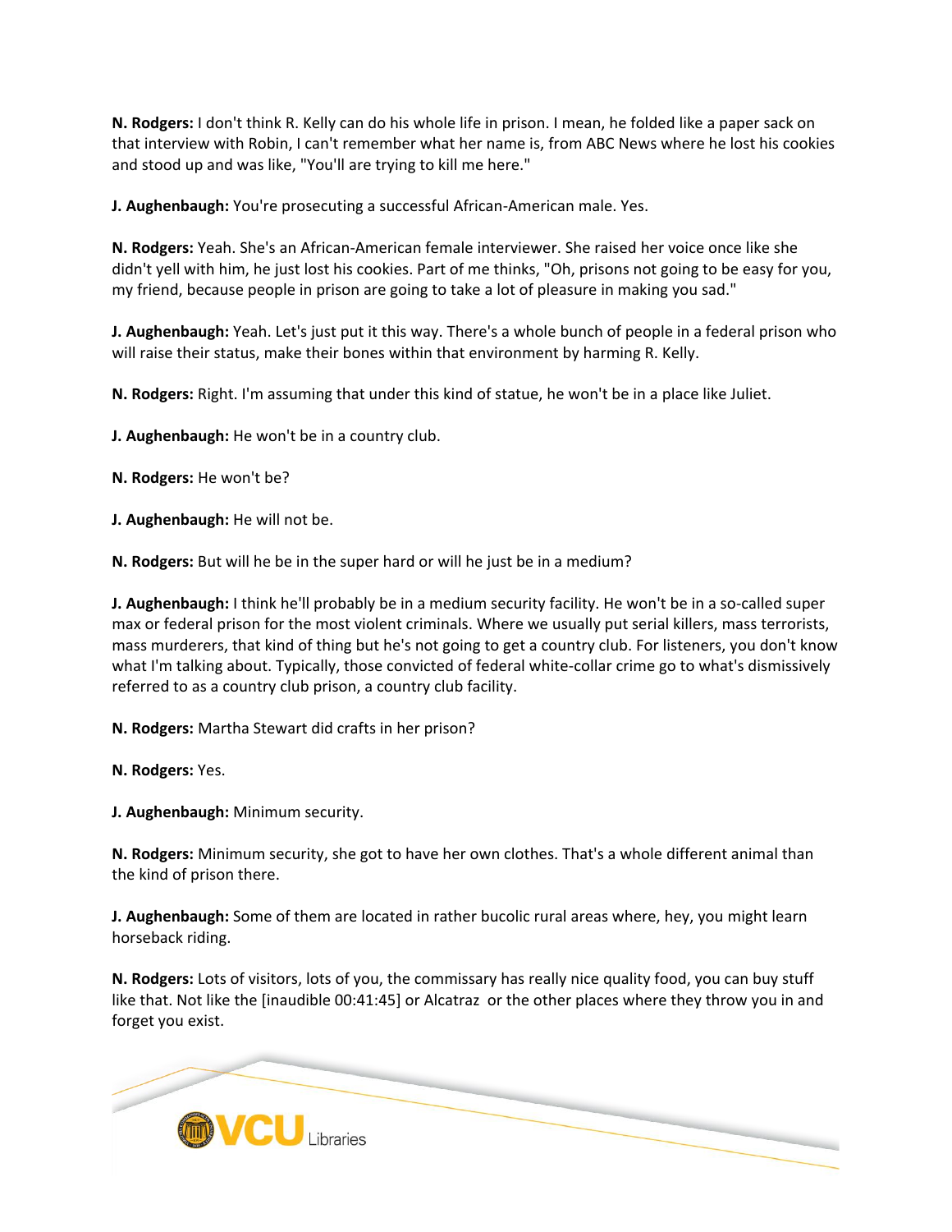**N. Rodgers:** I don't think R. Kelly can do his whole life in prison. I mean, he folded like a paper sack on that interview with Robin, I can't remember what her name is, from ABC News where he lost his cookies and stood up and was like, "You'll are trying to kill me here."

**J. Aughenbaugh:** You're prosecuting a successful African-American male. Yes.

**N. Rodgers:** Yeah. She's an African-American female interviewer. She raised her voice once like she didn't yell with him, he just lost his cookies. Part of me thinks, "Oh, prisons not going to be easy for you, my friend, because people in prison are going to take a lot of pleasure in making you sad."

**J. Aughenbaugh:** Yeah. Let's just put it this way. There's a whole bunch of people in a federal prison who will raise their status, make their bones within that environment by harming R. Kelly.

**N. Rodgers:** Right. I'm assuming that under this kind of statue, he won't be in a place like Juliet.

**J. Aughenbaugh:** He won't be in a country club.

**N. Rodgers:** He won't be?

**J. Aughenbaugh:** He will not be.

**N. Rodgers:** But will he be in the super hard or will he just be in a medium?

**J. Aughenbaugh:** I think he'll probably be in a medium security facility. He won't be in a so-called super max or federal prison for the most violent criminals. Where we usually put serial killers, mass terrorists, mass murderers, that kind of thing but he's not going to get a country club. For listeners, you don't know what I'm talking about. Typically, those convicted of federal white-collar crime go to what's dismissively referred to as a country club prison, a country club facility.

**N. Rodgers:** Martha Stewart did crafts in her prison?

**N. Rodgers:** Yes.

**J. Aughenbaugh:** Minimum security.

**N. Rodgers:** Minimum security, she got to have her own clothes. That's a whole different animal than the kind of prison there.

**J. Aughenbaugh:** Some of them are located in rather bucolic rural areas where, hey, you might learn horseback riding.

**N. Rodgers:** Lots of visitors, lots of you, the commissary has really nice quality food, you can buy stuff like that. Not like the [inaudible 00:41:45] or Alcatraz or the other places where they throw you in and forget you exist.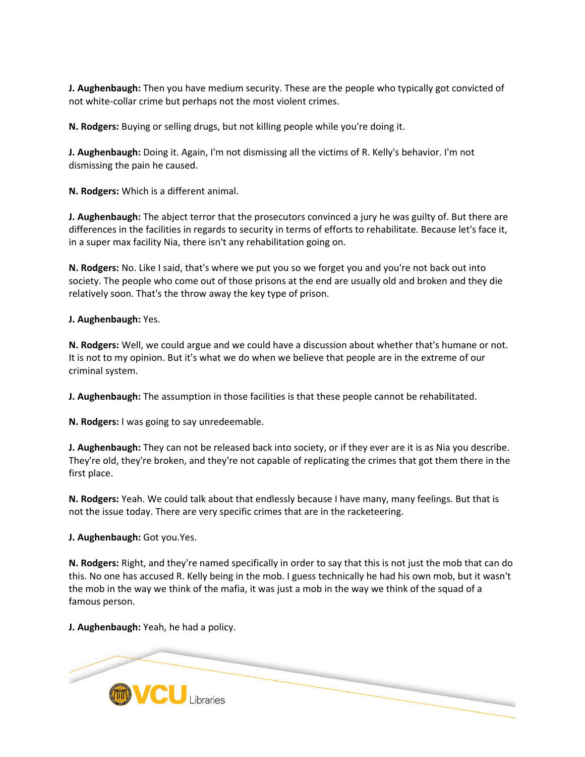**J. Aughenbaugh:** Then you have medium security. These are the people who typically got convicted of not white-collar crime but perhaps not the most violent crimes.

**N. Rodgers:** Buying or selling drugs, but not killing people while you're doing it.

**J. Aughenbaugh:** Doing it. Again, I'm not dismissing all the victims of R. Kelly's behavior. I'm not dismissing the pain he caused.

**N. Rodgers:** Which is a different animal.

**J. Aughenbaugh:** The abject terror that the prosecutors convinced a jury he was guilty of. But there are differences in the facilities in regards to security in terms of efforts to rehabilitate. Because let's face it, in a super max facility Nia, there isn't any rehabilitation going on.

**N. Rodgers:** No. Like I said, that's where we put you so we forget you and you're not back out into society. The people who come out of those prisons at the end are usually old and broken and they die relatively soon. That's the throw away the key type of prison.

**J. Aughenbaugh:** Yes.

**N. Rodgers:** Well, we could argue and we could have a discussion about whether that's humane or not. It is not to my opinion. But it's what we do when we believe that people are in the extreme of our criminal system.

**J. Aughenbaugh:** The assumption in those facilities is that these people cannot be rehabilitated.

**N. Rodgers:** I was going to say unredeemable.

**J. Aughenbaugh:** They can not be released back into society, or if they ever are it is as Nia you describe. They're old, they're broken, and they're not capable of replicating the crimes that got them there in the first place.

**N. Rodgers:** Yeah. We could talk about that endlessly because I have many, many feelings. But that is not the issue today. There are very specific crimes that are in the racketeering.

**J. Aughenbaugh:** Got you.Yes.

**N. Rodgers:** Right, and they're named specifically in order to say that this is not just the mob that can do this. No one has accused R. Kelly being in the mob. I guess technically he had his own mob, but it wasn't the mob in the way we think of the mafia, it was just a mob in the way we think of the squad of a famous person.

**J. Aughenbaugh:** Yeah, he had a policy.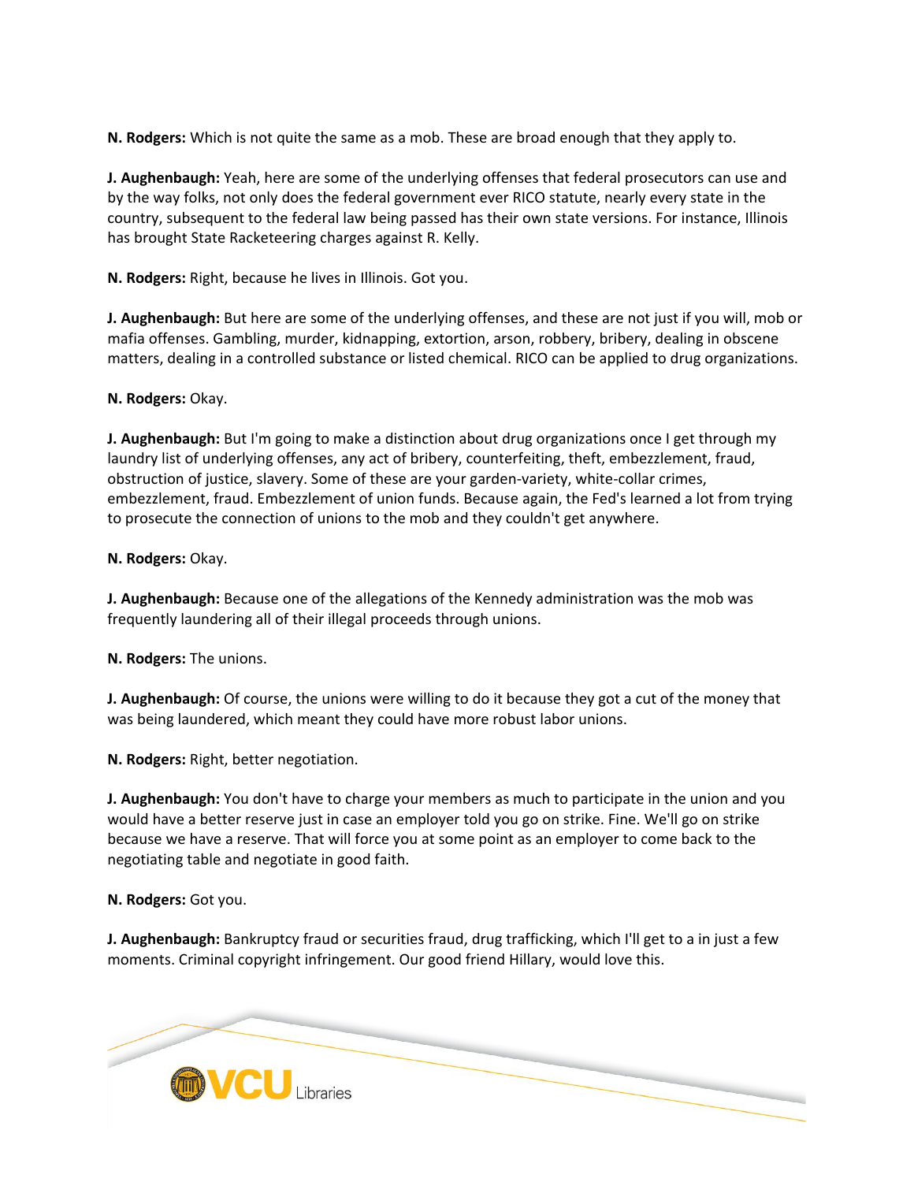**N. Rodgers:** Which is not quite the same as a mob. These are broad enough that they apply to.

**J. Aughenbaugh:** Yeah, here are some of the underlying offenses that federal prosecutors can use and by the way folks, not only does the federal government ever RICO statute, nearly every state in the country, subsequent to the federal law being passed has their own state versions. For instance, Illinois has brought State Racketeering charges against R. Kelly.

**N. Rodgers:** Right, because he lives in Illinois. Got you.

**J. Aughenbaugh:** But here are some of the underlying offenses, and these are not just if you will, mob or mafia offenses. Gambling, murder, kidnapping, extortion, arson, robbery, bribery, dealing in obscene matters, dealing in a controlled substance or listed chemical. RICO can be applied to drug organizations.

**N. Rodgers:** Okay.

**J. Aughenbaugh:** But I'm going to make a distinction about drug organizations once I get through my laundry list of underlying offenses, any act of bribery, counterfeiting, theft, embezzlement, fraud, obstruction of justice, slavery. Some of these are your garden-variety, white-collar crimes, embezzlement, fraud. Embezzlement of union funds. Because again, the Fed's learned a lot from trying to prosecute the connection of unions to the mob and they couldn't get anywhere.

**N. Rodgers:** Okay.

**J. Aughenbaugh:** Because one of the allegations of the Kennedy administration was the mob was frequently laundering all of their illegal proceeds through unions.

**N. Rodgers:** The unions.

**J. Aughenbaugh:** Of course, the unions were willing to do it because they got a cut of the money that was being laundered, which meant they could have more robust labor unions.

**N. Rodgers:** Right, better negotiation.

**J. Aughenbaugh:** You don't have to charge your members as much to participate in the union and you would have a better reserve just in case an employer told you go on strike. Fine. We'll go on strike because we have a reserve. That will force you at some point as an employer to come back to the negotiating table and negotiate in good faith.

**N. Rodgers:** Got you.

**J. Aughenbaugh:** Bankruptcy fraud or securities fraud, drug trafficking, which I'll get to a in just a few moments. Criminal copyright infringement. Our good friend Hillary, would love this.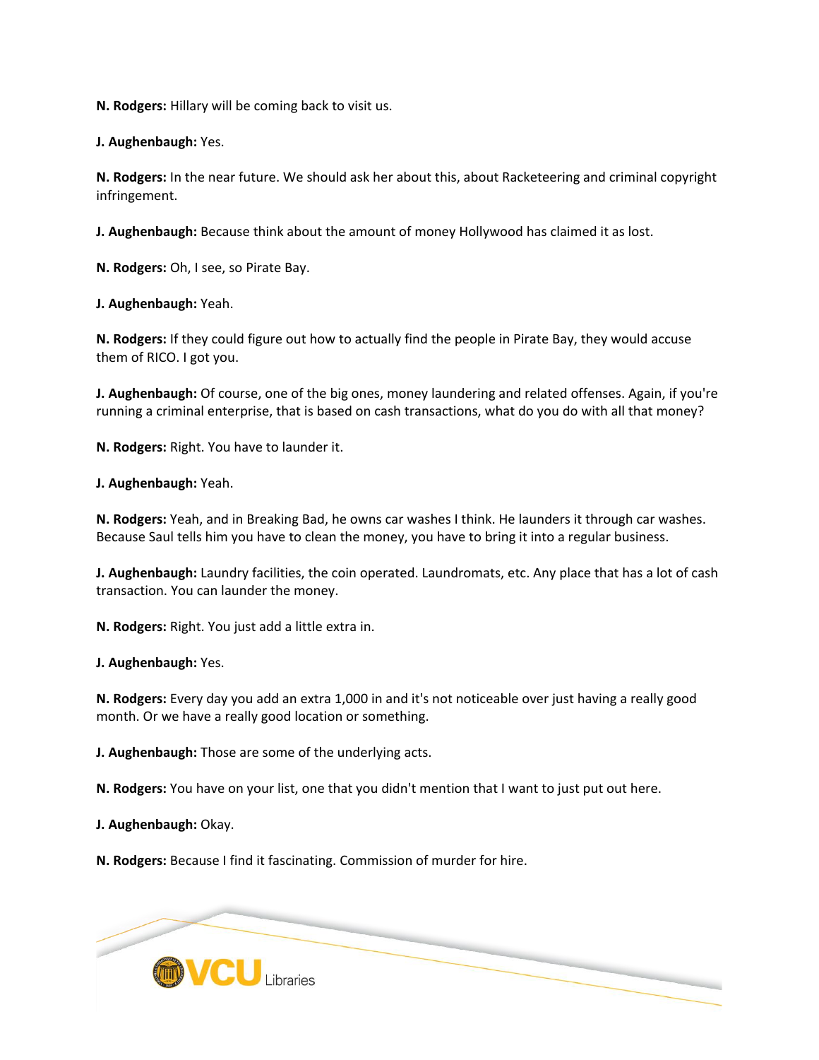**N. Rodgers:** Hillary will be coming back to visit us.

**J. Aughenbaugh:** Yes.

**N. Rodgers:** In the near future. We should ask her about this, about Racketeering and criminal copyright infringement.

**J. Aughenbaugh:** Because think about the amount of money Hollywood has claimed it as lost.

**N. Rodgers:** Oh, I see, so Pirate Bay.

**J. Aughenbaugh:** Yeah.

**N. Rodgers:** If they could figure out how to actually find the people in Pirate Bay, they would accuse them of RICO. I got you.

**J. Aughenbaugh:** Of course, one of the big ones, money laundering and related offenses. Again, if you're running a criminal enterprise, that is based on cash transactions, what do you do with all that money?

**N. Rodgers:** Right. You have to launder it.

**J. Aughenbaugh:** Yeah.

**N. Rodgers:** Yeah, and in Breaking Bad, he owns car washes I think. He launders it through car washes. Because Saul tells him you have to clean the money, you have to bring it into a regular business.

**J. Aughenbaugh:** Laundry facilities, the coin operated. Laundromats, etc. Any place that has a lot of cash transaction. You can launder the money.

**N. Rodgers:** Right. You just add a little extra in.

**J. Aughenbaugh:** Yes.

**N. Rodgers:** Every day you add an extra 1,000 in and it's not noticeable over just having a really good month. Or we have a really good location or something.

**J. Aughenbaugh:** Those are some of the underlying acts.

**N. Rodgers:** You have on your list, one that you didn't mention that I want to just put out here.

**J. Aughenbaugh:** Okay.

**N. Rodgers:** Because I find it fascinating. Commission of murder for hire.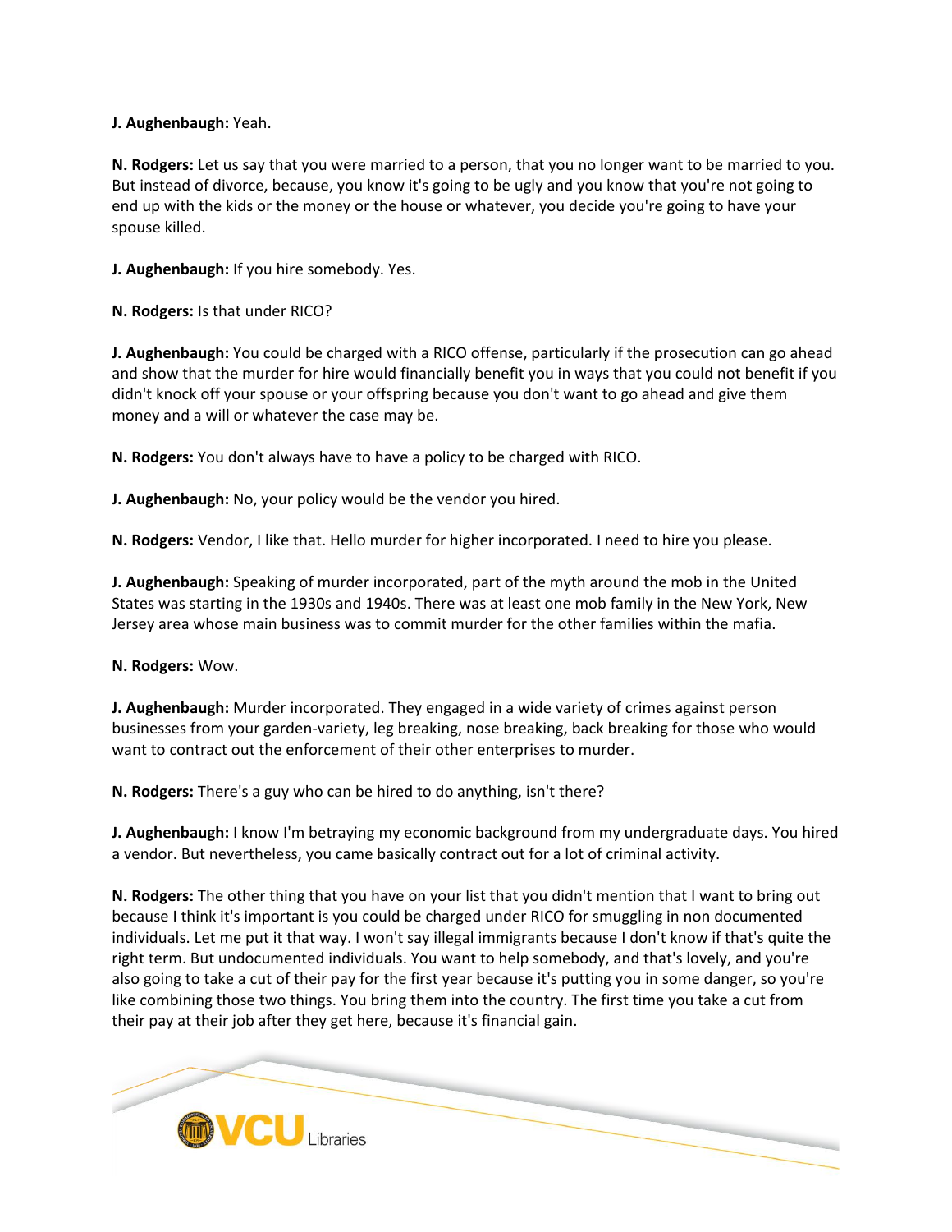**J. Aughenbaugh:** Yeah.

**N. Rodgers:** Let us say that you were married to a person, that you no longer want to be married to you. But instead of divorce, because, you know it's going to be ugly and you know that you're not going to end up with the kids or the money or the house or whatever, you decide you're going to have your spouse killed.

**J. Aughenbaugh:** If you hire somebody. Yes.

**N. Rodgers:** Is that under RICO?

**J. Aughenbaugh:** You could be charged with a RICO offense, particularly if the prosecution can go ahead and show that the murder for hire would financially benefit you in ways that you could not benefit if you didn't knock off your spouse or your offspring because you don't want to go ahead and give them money and a will or whatever the case may be.

**N. Rodgers:** You don't always have to have a policy to be charged with RICO.

**J. Aughenbaugh:** No, your policy would be the vendor you hired.

**N. Rodgers:** Vendor, I like that. Hello murder for higher incorporated. I need to hire you please.

**J. Aughenbaugh:** Speaking of murder incorporated, part of the myth around the mob in the United States was starting in the 1930s and 1940s. There was at least one mob family in the New York, New Jersey area whose main business was to commit murder for the other families within the mafia.

**N. Rodgers:** Wow.

**J. Aughenbaugh:** Murder incorporated. They engaged in a wide variety of crimes against person businesses from your garden-variety, leg breaking, nose breaking, back breaking for those who would want to contract out the enforcement of their other enterprises to murder.

**N. Rodgers:** There's a guy who can be hired to do anything, isn't there?

**J. Aughenbaugh:** I know I'm betraying my economic background from my undergraduate days. You hired a vendor. But nevertheless, you came basically contract out for a lot of criminal activity.

**N. Rodgers:** The other thing that you have on your list that you didn't mention that I want to bring out because I think it's important is you could be charged under RICO for smuggling in non documented individuals. Let me put it that way. I won't say illegal immigrants because I don't know if that's quite the right term. But undocumented individuals. You want to help somebody, and that's lovely, and you're also going to take a cut of their pay for the first year because it's putting you in some danger, so you're like combining those two things. You bring them into the country. The first time you take a cut from their pay at their job after they get here, because it's financial gain.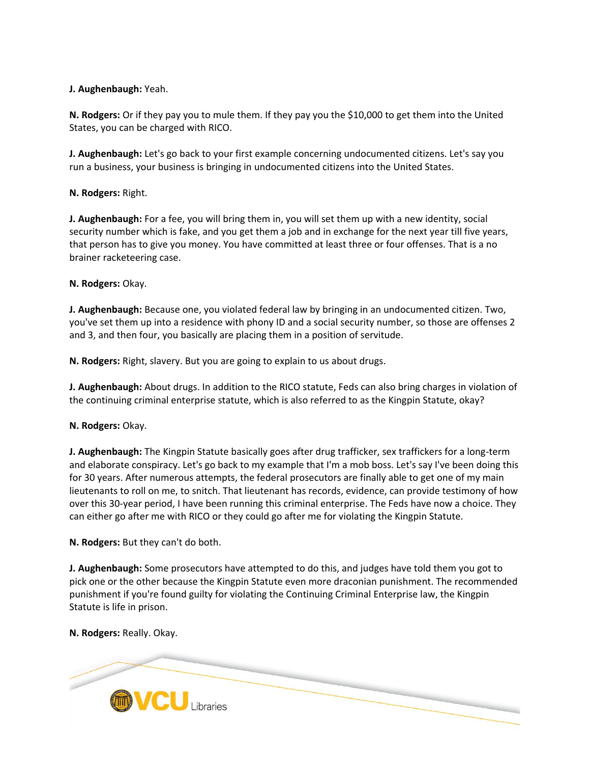**J. Aughenbaugh:** Yeah.

**N. Rodgers:** Or if they pay you to mule them. If they pay you the $10,000 to get them into the United States, you can be charged with RICO.

**J. Aughenbaugh:** Let's go back to your first example concerning undocumented citizens. Let's say you run a business, your business is bringing in undocumented citizens into the United States.

**N. Rodgers:** Right.

**J. Aughenbaugh:** For a fee, you will bring them in, you will set them up with a new identity, social security number which is fake, and you get them a job and in exchange for the next year till five years, that person has to give you money. You have committed at least three or four offenses. That is a no brainer racketeering case.

**N. Rodgers:** Okay.

**J. Aughenbaugh:** Because one, you violated federal law by bringing in an undocumented citizen. Two, you've set them up into a residence with phony ID and a social security number, so those are offenses 2 and 3, and then four, you basically are placing them in a position of servitude.

**N. Rodgers:** Right, slavery. But you are going to explain to us about drugs.

**J. Aughenbaugh:** About drugs. In addition to the RICO statute, Feds can also bring charges in violation of the continuing criminal enterprise statute, which is also referred to as the Kingpin Statute, okay?

**N. Rodgers:** Okay.

**J. Aughenbaugh:** The Kingpin Statute basically goes after drug trafficker, sex traffickers for a long-term and elaborate conspiracy. Let's go back to my example that I'm a mob boss. Let's say I've been doing this for 30 years. After numerous attempts, the federal prosecutors are finally able to get one of my main lieutenants to roll on me, to snitch. That lieutenant has records, evidence, can provide testimony of how over this 30-year period, I have been running this criminal enterprise. The Feds have now a choice. They can either go after me with RICO or they could go after me for violating the Kingpin Statute.

**N. Rodgers:** But they can't do both.

**J. Aughenbaugh:** Some prosecutors have attempted to do this, and judges have told them you got to pick one or the other because the Kingpin Statute even more draconian punishment. The recommended punishment if you're found guilty for violating the Continuing Criminal Enterprise law, the Kingpin Statute is life in prison.

**N. Rodgers:** Really. Okay.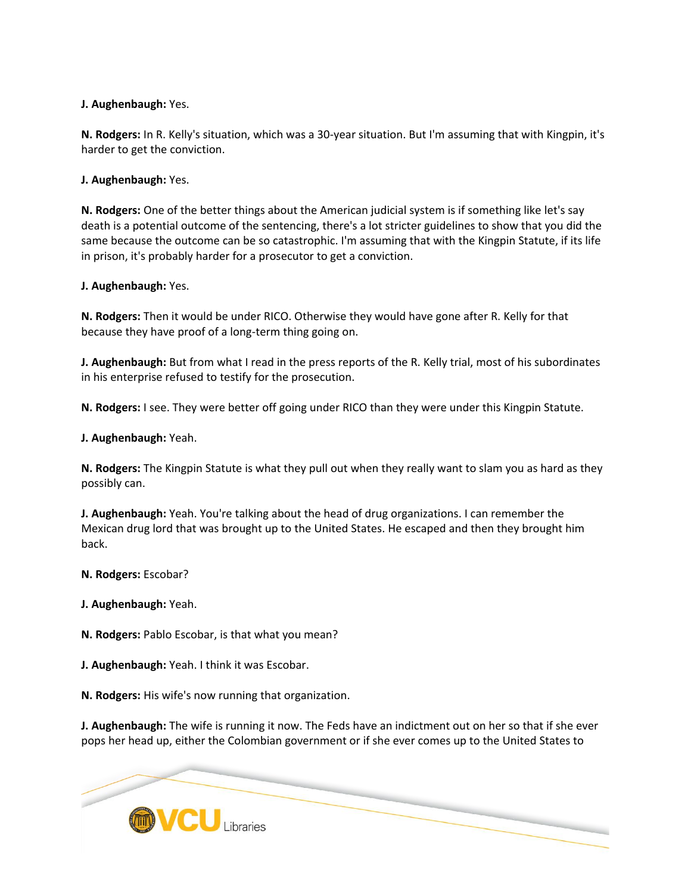**J. Aughenbaugh:** Yes.

**N. Rodgers:** In R. Kelly's situation, which was a 30-year situation. But I'm assuming that with Kingpin, it's harder to get the conviction.

**J. Aughenbaugh:** Yes.

**N. Rodgers:** One of the better things about the American judicial system is if something like let's say death is a potential outcome of the sentencing, there's a lot stricter guidelines to show that you did the same because the outcome can be so catastrophic. I'm assuming that with the Kingpin Statute, if its life in prison, it's probably harder for a prosecutor to get a conviction.

**J. Aughenbaugh:** Yes.

**N. Rodgers:** Then it would be under RICO. Otherwise they would have gone after R. Kelly for that because they have proof of a long-term thing going on.

**J. Aughenbaugh:** But from what I read in the press reports of the R. Kelly trial, most of his subordinates in his enterprise refused to testify for the prosecution.

**N. Rodgers:** I see. They were better off going under RICO than they were under this Kingpin Statute.

**J. Aughenbaugh:** Yeah.

**N. Rodgers:** The Kingpin Statute is what they pull out when they really want to slam you as hard as they possibly can.

**J. Aughenbaugh:** Yeah. You're talking about the head of drug organizations. I can remember the Mexican drug lord that was brought up to the United States. He escaped and then they brought him back.

**N. Rodgers:** Escobar?

**J. Aughenbaugh:** Yeah.

**N. Rodgers:** Pablo Escobar, is that what you mean?

**J. Aughenbaugh:** Yeah. I think it was Escobar.

**N. Rodgers:** His wife's now running that organization.

**J. Aughenbaugh:** The wife is running it now. The Feds have an indictment out on her so that if she ever pops her head up, either the Colombian government or if she ever comes up to the United States to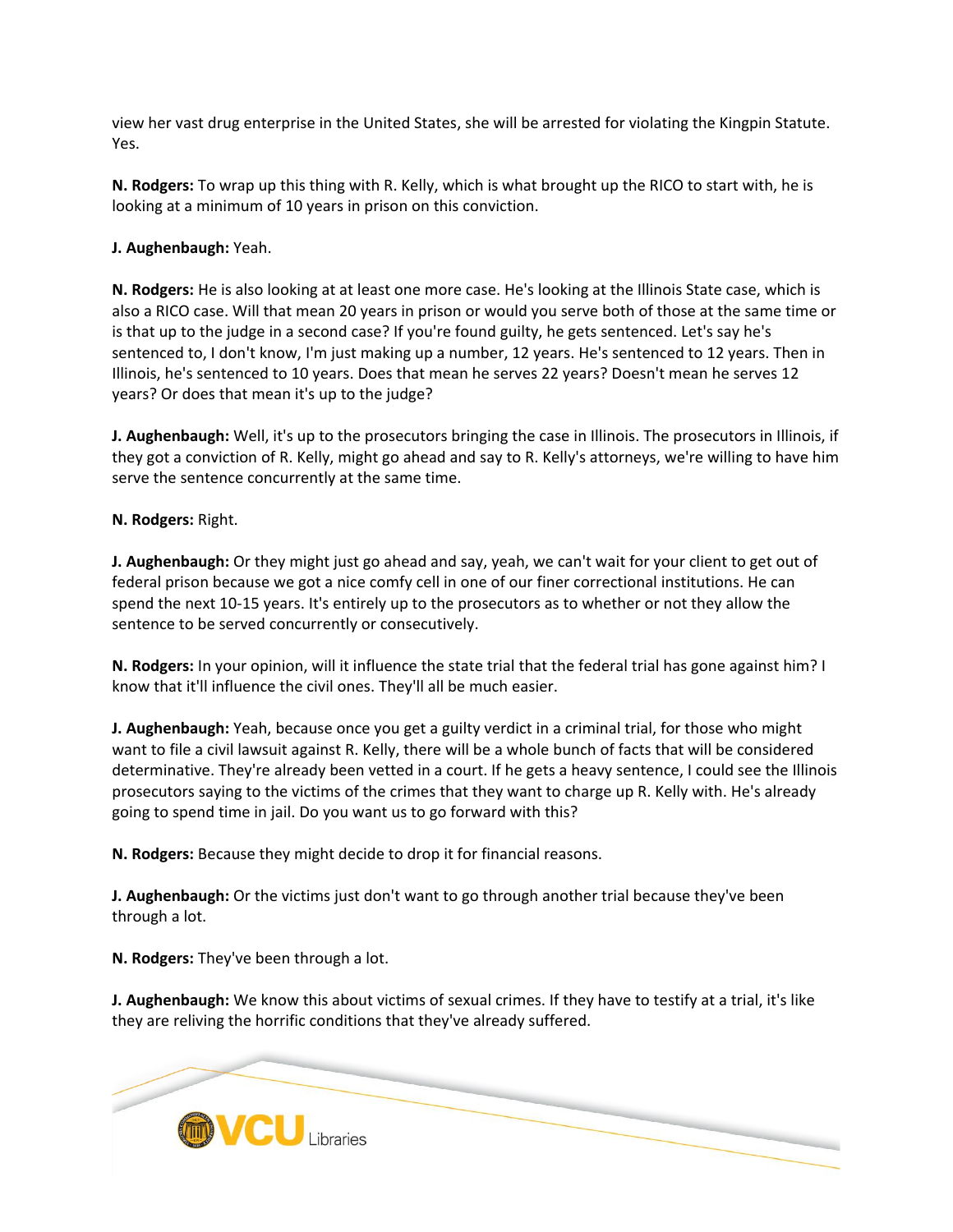view her vast drug enterprise in the United States, she will be arrested for violating the Kingpin Statute. Yes.

**N. Rodgers:** To wrap up this thing with R. Kelly, which is what brought up the RICO to start with, he is looking at a minimum of 10 years in prison on this conviction.

**J. Aughenbaugh:** Yeah.

**N. Rodgers:** He is also looking at at least one more case. He's looking at the Illinois State case, which is also a RICO case. Will that mean 20 years in prison or would you serve both of those at the same time or is that up to the judge in a second case? If you're found guilty, he gets sentenced. Let's say he's sentenced to, I don't know, I'm just making up a number, 12 years. He's sentenced to 12 years. Then in Illinois, he's sentenced to 10 years. Does that mean he serves 22 years? Doesn't mean he serves 12 years? Or does that mean it's up to the judge?

**J. Aughenbaugh:** Well, it's up to the prosecutors bringing the case in Illinois. The prosecutors in Illinois, if they got a conviction of R. Kelly, might go ahead and say to R. Kelly's attorneys, we're willing to have him serve the sentence concurrently at the same time.

**N. Rodgers:** Right.

**J. Aughenbaugh:** Or they might just go ahead and say, yeah, we can't wait for your client to get out of federal prison because we got a nice comfy cell in one of our finer correctional institutions. He can spend the next 10-15 years. It's entirely up to the prosecutors as to whether or not they allow the sentence to be served concurrently or consecutively.

**N. Rodgers:** In your opinion, will it influence the state trial that the federal trial has gone against him? I know that it'll influence the civil ones. They'll all be much easier.

**J. Aughenbaugh:** Yeah, because once you get a guilty verdict in a criminal trial, for those who might want to file a civil lawsuit against R. Kelly, there will be a whole bunch of facts that will be considered determinative. They're already been vetted in a court. If he gets a heavy sentence, I could see the Illinois prosecutors saying to the victims of the crimes that they want to charge up R. Kelly with. He's already going to spend time in jail. Do you want us to go forward with this?

**N. Rodgers:** Because they might decide to drop it for financial reasons.

**J. Aughenbaugh:** Or the victims just don't want to go through another trial because they've been through a lot.

**N. Rodgers:** They've been through a lot.

**J. Aughenbaugh:** We know this about victims of sexual crimes. If they have to testify at a trial, it's like they are reliving the horrific conditions that they've already suffered.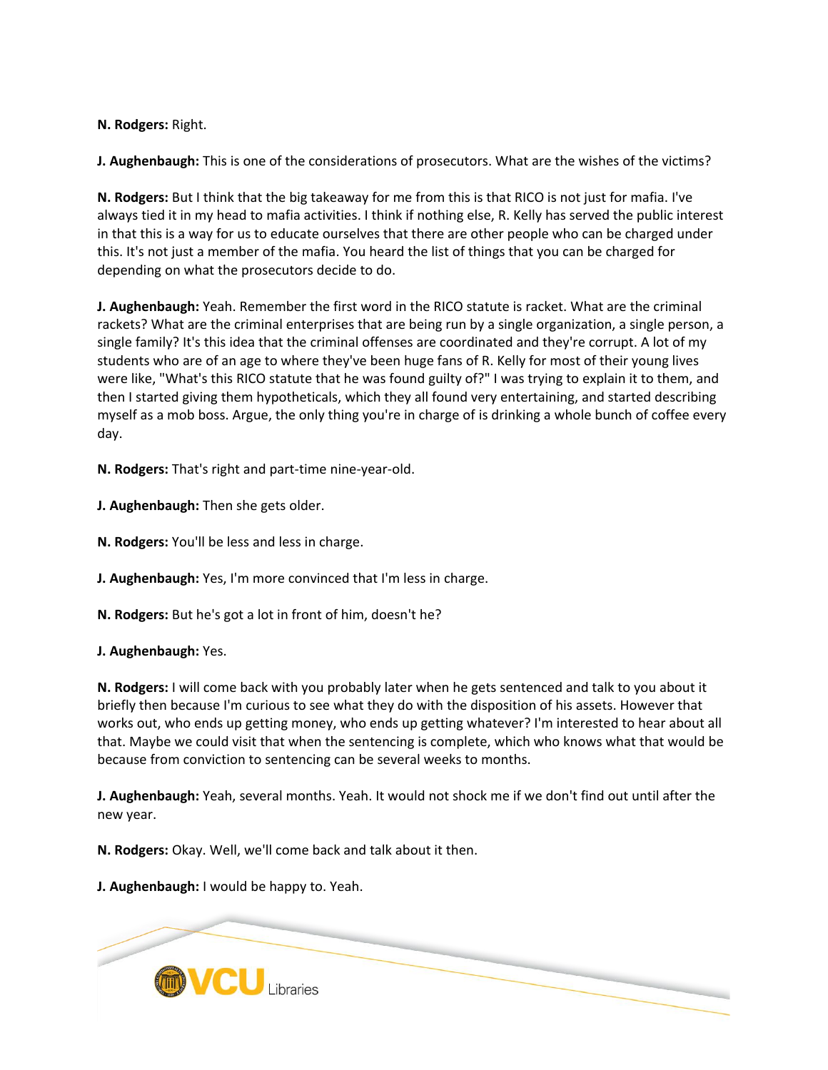**N. Rodgers:** Right.

**J. Aughenbaugh:** This is one of the considerations of prosecutors. What are the wishes of the victims?

**N. Rodgers:** But I think that the big takeaway for me from this is that RICO is not just for mafia. I've always tied it in my head to mafia activities. I think if nothing else, R. Kelly has served the public interest in that this is a way for us to educate ourselves that there are other people who can be charged under this. It's not just a member of the mafia. You heard the list of things that you can be charged for depending on what the prosecutors decide to do.

**J. Aughenbaugh:** Yeah. Remember the first word in the RICO statute is racket. What are the criminal rackets? What are the criminal enterprises that are being run by a single organization, a single person, a single family? It's this idea that the criminal offenses are coordinated and they're corrupt. A lot of my students who are of an age to where they've been huge fans of R. Kelly for most of their young lives were like, "What's this RICO statute that he was found guilty of?" I was trying to explain it to them, and then I started giving them hypotheticals, which they all found very entertaining, and started describing myself as a mob boss. Argue, the only thing you're in charge of is drinking a whole bunch of coffee every day.

**N. Rodgers:** That's right and part-time nine-year-old.

**J. Aughenbaugh:** Then she gets older.

**N. Rodgers:** You'll be less and less in charge.

**J. Aughenbaugh:** Yes, I'm more convinced that I'm less in charge.

**N. Rodgers:** But he's got a lot in front of him, doesn't he?

**J. Aughenbaugh:** Yes.

**N. Rodgers:** I will come back with you probably later when he gets sentenced and talk to you about it briefly then because I'm curious to see what they do with the disposition of his assets. However that works out, who ends up getting money, who ends up getting whatever? I'm interested to hear about all that. Maybe we could visit that when the sentencing is complete, which who knows what that would be because from conviction to sentencing can be several weeks to months.

**J. Aughenbaugh:** Yeah, several months. Yeah. It would not shock me if we don't find out until after the new year.

**N. Rodgers:** Okay. Well, we'll come back and talk about it then.

**J. Aughenbaugh:** I would be happy to. Yeah.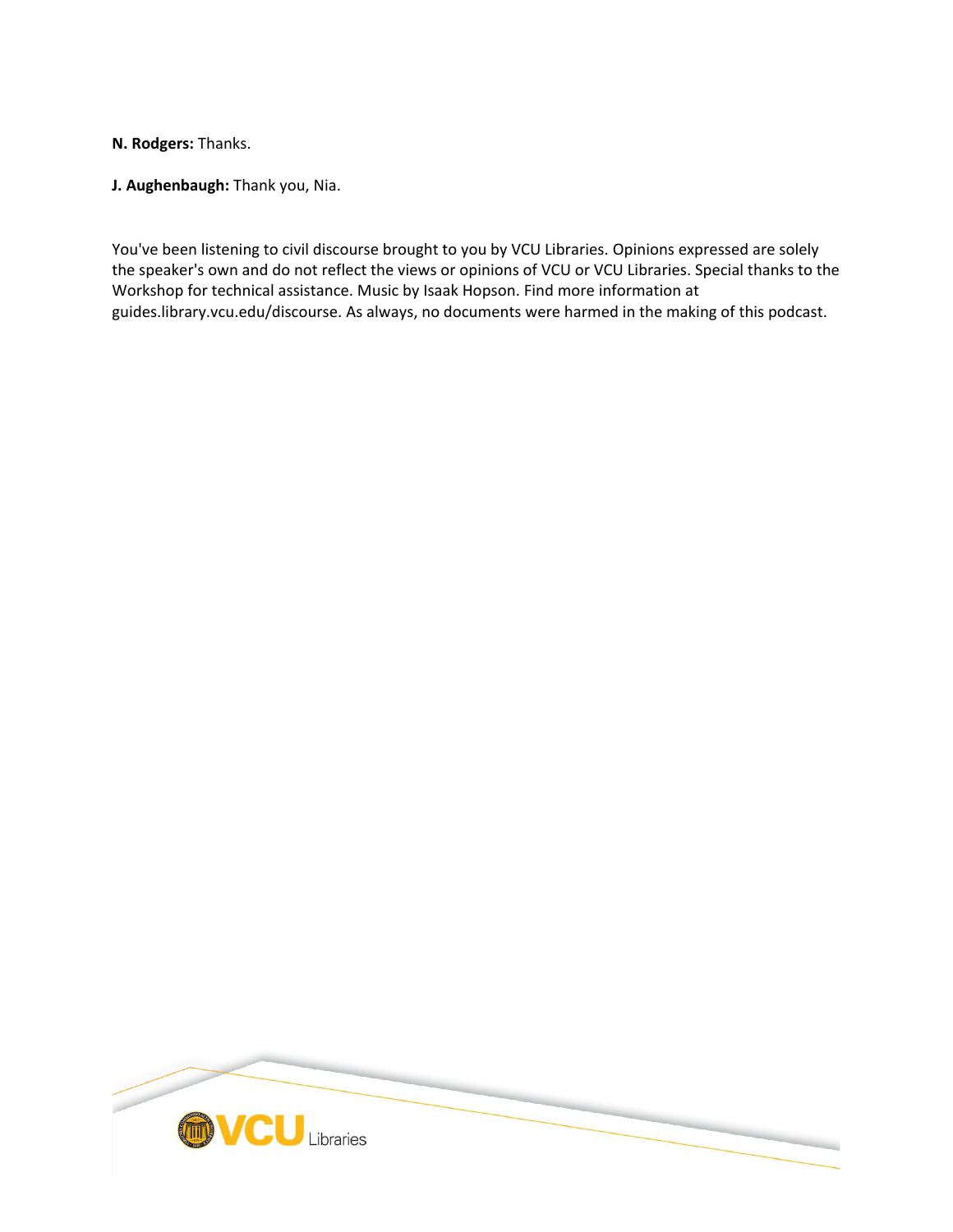**N. Rodgers:** Thanks.

**J. Aughenbaugh:** Thank you, Nia.

You've been listening to civil discourse brought to you by VCU Libraries. Opinions expressed are solely the speaker's own and do not reflect the views or opinions of VCU or VCU Libraries. Special thanks to the Workshop for technical assistance. Music by Isaak Hopson. Find more information at guides.library.vcu.edu/discourse. As always, no documents were harmed in the making of this podcast.